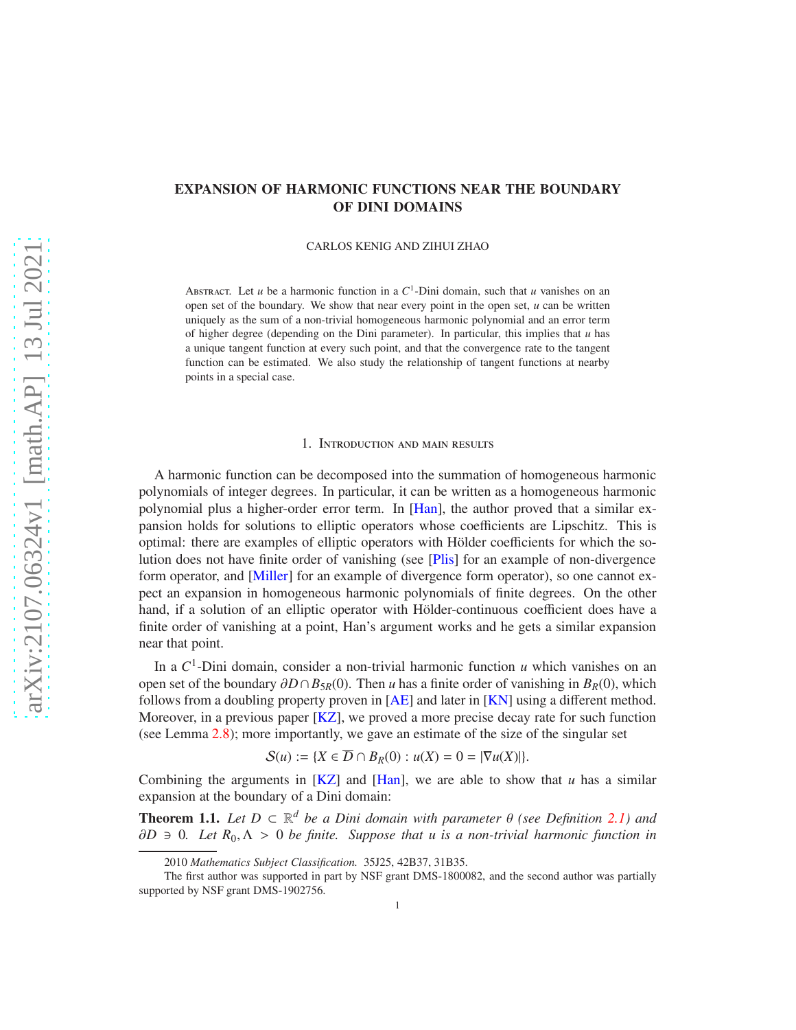# EXPANSION OF HARMONIC FUNCTIONS NEAR THE BOUNDARY OF DINI DOMAINS

CARLOS KENIG AND ZIHUI ZHAO

Abstract. Let $u$ be a harmonic function in a $C^1$-Dini domain, such that $u$ vanishes on an open set of the boundary. We show that near every point in the open set, $u$ can be written uniquely as the sum of a non-trivial homogeneous harmonic polynomial and an error term of higher degree (depending on the Dini parameter). In particular, this implies that $u$ has a unique tangent function at every such point, and that the convergence rate to the tangent function can be estimated. We also study the relationship of tangent functions at nearby points in a special case.

## 1. Introduction and main results

A harmonic function can be decomposed into the summation of homogeneous harmonic polynomials of integer degrees. In particular, it can be written as a homogeneous harmonic polynomial plus a higher-order error term. In [Han], the author proved that a similar expansion holds for solutions to elliptic operators whose coefficients are Lipschitz. This is optimal: there are examples of elliptic operators with Hölder coefficients for which the solution does not have finite order of vanishing (see [Plis] for an example of non-divergence form operator, and [Miller] for an example of divergence form operator), so one cannot expect an expansion in homogeneous harmonic polynomials of finite degrees. On the other hand, if a solution of an elliptic operator with Hölder-continuous coefficient does have a finite order of vanishing at a point, Han's argument works and he gets a similar expansion near that point.

In a $C^1$-Dini domain, consider a non-trivial harmonic function $u$ which vanishes on an open set of the boundary $\partial D \cap B_{5R}(0)$. Then $u$ has a finite order of vanishing in $B_R(0)$, which follows from a doubling property proven in [AE] and later in [KN] using a different method. Moreover, in a previous paper [KZ], we proved a more precise decay rate for such function (see Lemma 2.8); more importantly, we gave an estimate of the size of the singular set

$$\mathcal{S}(u) := \{X \in \overline{D} \cap B_R(0) : u(X) = 0 = |\nabla u(X)|\}.$$

Combining the arguments in [KZ] and [Han], we are able to show that $u$ has a similar expansion at the boundary of a Dini domain:

**Theorem 1.1.** *Let $D \subset \mathbb{R}^d$ be a Dini domain with parameter $\theta$ (see Definition 2.1) and $\partial D \ni 0$. Let $R_0, \Lambda > 0$ be finite. Suppose that $u$ is a non-trivial harmonic function in*

2010 *Mathematics Subject Classification.* 35J25, 42B37, 31B35.

The first author was supported in part by NSF grant DMS-1800082, and the second author was partially supported by NSF grant DMS-1902756.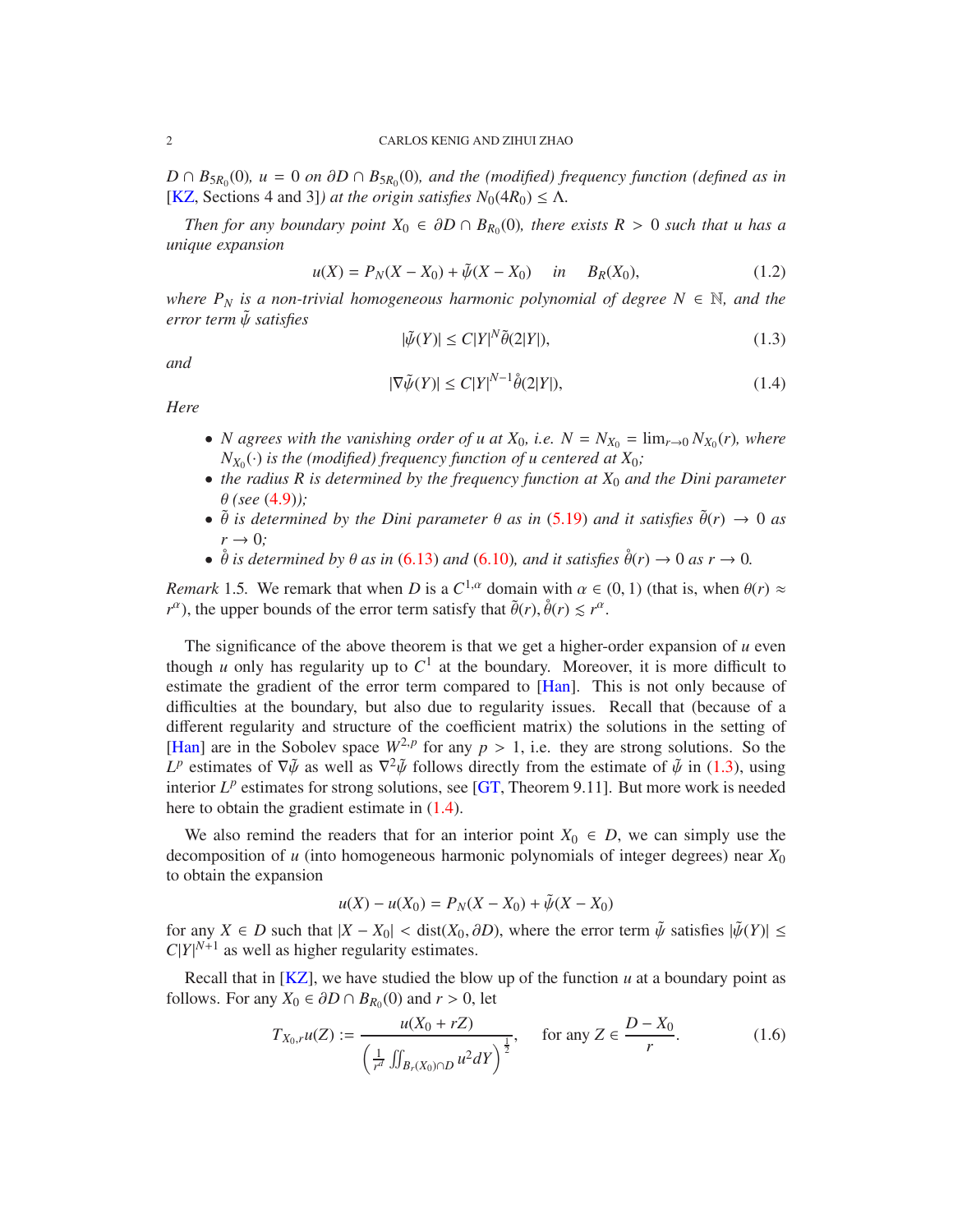*$D \cap B_{5R_0}(0)$, $u = 0$ on $\partial D \cap B_{5R_0}(0)$, and the (modified) frequency function (defined as in* [KZ, Sections 4 and 3]*) at the origin satisfies $N_0(4R_0) \le \Lambda$.*

*Then for any boundary point $X_0 \in \partial D \cap B_{R_0}(0)$, there exists $R > 0$ such that $u$ has a unique expansion*

$$u(X) = P_N(X - X_0) + \tilde{\psi}(X - X_0) \quad \text{in} \quad B_R(X_0), \tag{1.2}$$

*where $P_N$ is a non-trivial homogeneous harmonic polynomial of degree $N \in \mathbb{N}$, and the error term $\tilde{\psi}$ satisfies*

$$|\tilde{\psi}(Y)| \le C|Y|^N \tilde{\theta}(2|Y|), \tag{1.3}$$

*and*

$$|\nabla \tilde{\psi}(Y)| \le C|Y|^{N-1} \mathring{\theta}(2|Y|), \tag{1.4}$$

*Here*

- *$N$ agrees with the vanishing order of $u$ at $X_0$, i.e. $N = N_{X_0} = \lim_{r\to 0} N_{X_0}(r)$, where $N_{X_0}(\cdot)$ is the (modified) frequency function of $u$ centered at $X_0$;*
- *the radius $R$ is determined by the frequency function at $X_0$ and the Dini parameter $\theta$ (see (4.9));*
- *$\tilde{\theta}$ is determined by the Dini parameter $\theta$ as in (5.19) and it satisfies $\tilde{\theta}(r) \to 0$ as $r \to 0$;*
- *$\mathring{\theta}$ is determined by $\theta$ as in (6.13) and (6.10), and it satisfies $\mathring{\theta}(r) \to 0$ as $r \to 0$.*

*Remark* 1.5. We remark that when $D$ is a $C^{1,\alpha}$ domain with $\alpha \in (0, 1)$ (that is, when $\theta(r) \approx r^\alpha$), the upper bounds of the error term satisfy that $\tilde{\theta}(r), \mathring{\theta}(r) \lesssim r^\alpha$.

The significance of the above theorem is that we get a higher-order expansion of $u$ even though $u$ only has regularity up to $C^1$ at the boundary. Moreover, it is more difficult to estimate the gradient of the error term compared to [Han]. This is not only because of difficulties at the boundary, but also due to regularity issues. Recall that (because of a different regularity and structure of the coefficient matrix) the solutions in the setting of [Han] are in the Sobolev space $W^{2,p}$ for any $p > 1$, i.e. they are strong solutions. So the $L^p$ estimates of $\nabla\tilde{\psi}$ as well as $\nabla^2\tilde{\psi}$ follows directly from the estimate of $\tilde{\psi}$ in (1.3), using interior $L^p$ estimates for strong solutions, see [GT, Theorem 9.11]. But more work is needed here to obtain the gradient estimate in (1.4).

We also remind the readers that for an interior point $X_0 \in D$, we can simply use the decomposition of $u$ (into homogeneous harmonic polynomials of integer degrees) near $X_0$ to obtain the expansion

$$u(X) - u(X_0) = P_N(X - X_0) + \tilde{\psi}(X - X_0)$$

for any $X \in D$ such that $|X - X_0| < \text{dist}(X_0, \partial D)$, where the error term $\tilde{\psi}$ satisfies $|\tilde{\psi}(Y)| \le C|Y|^{N+1}$ as well as higher regularity estimates.

Recall that in [KZ], we have studied the blow up of the function $u$ at a boundary point as follows. For any $X_0 \in \partial D \cap B_{R_0}(0)$ and $r > 0$, let

$$T_{X_0,r}u(Z) := \frac{u(X_0 + rZ)}{\left(\frac{1}{r^d}\iint_{B_r(X_0)\cap D} u^2 dY\right)^{\frac{1}{2}}}, \quad \text{for any } Z \in \frac{D - X_0}{r}. \tag{1.6}$$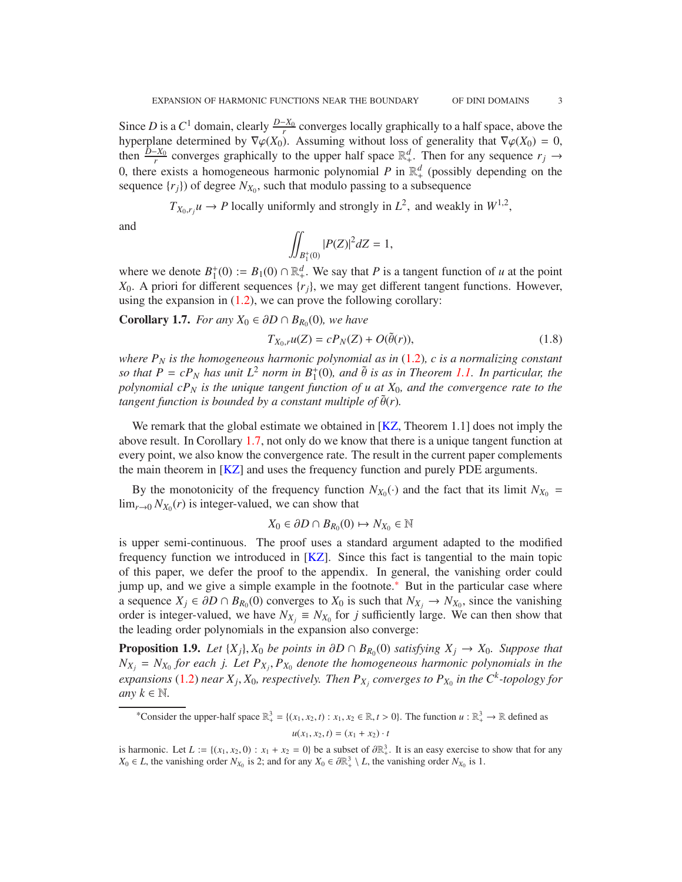Since $D$ is a $C^1$ domain, clearly $\frac{D-X_0}{r}$ converges locally graphically to a half space, above the hyperplane determined by $\nabla\varphi(X_0)$. Assuming without loss of generality that $\nabla\varphi(X_0) = 0$, then $\frac{D-X_0}{r}$ converges graphically to the upper half space $\mathbb{R}^d_+$. Then for any sequence $r_j \to 0$, there exists a homogeneous harmonic polynomial $P$ in $\mathbb{R}^d_+$ (possibly depending on the sequence $\{r_j\}$) of degree $N_{X_0}$, such that modulo passing to a subsequence

$$T_{X_0,r_j}u \to P \text{ locally uniformly and strongly in } L^2, \text{ and weakly in } W^{1,2},$$

and

$$\iint_{B_1^+(0)} |P(Z)|^2 dZ = 1,$$

where we denote $B_1^+(0) := B_1(0) \cap \mathbb{R}^d_+$. We say that $P$ is a tangent function of $u$ at the point $X_0$. A priori for different sequences $\{r_j\}$, we may get different tangent functions. However, using the expansion in (1.2), we can prove the following corollary:

**Corollary 1.7.** *For any $X_0 \in \partial D \cap B_{R_0}(0)$, we have*

$$T_{X_0,r}u(Z) = cP_N(Z) + O(\tilde{\theta}(r)), \tag{1.8}$$

*where $P_N$ is the homogeneous harmonic polynomial as in (1.2), $c$ is a normalizing constant so that $P = cP_N$ has unit $L^2$ norm in $B_1^+(0)$, and $\tilde{\theta}$ is as in Theorem 1.1. In particular, the polynomial $cP_N$ is the unique tangent function of $u$ at $X_0$, and the convergence rate to the tangent function is bounded by a constant multiple of $\tilde{\theta}(r)$.*

We remark that the global estimate we obtained in [KZ, Theorem 1.1] does not imply the above result. In Corollary 1.7, not only do we know that there is a unique tangent function at every point, we also know the convergence rate. The result in the current paper complements the main theorem in [KZ] and uses the frequency function and purely PDE arguments.

By the monotonicity of the frequency function $N_{X_0}(\cdot)$ and the fact that its limit $N_{X_0} = \lim_{r\to 0} N_{X_0}(r)$ is integer-valued, we can show that

$$X_0 \in \partial D \cap B_{R_0}(0) \mapsto N_{X_0} \in \mathbb{N}$$

is upper semi-continuous. The proof uses a standard argument adapted to the modified frequency function we introduced in [KZ]. Since this fact is tangential to the main topic of this paper, we defer the proof to the appendix. In general, the vanishing order could jump up, and we give a simple example in the footnote.* But in the particular case where a sequence $X_j \in \partial D \cap B_{R_0}(0)$ converges to $X_0$ is such that $N_{X_j} \to N_{X_0}$, since the vanishing order is integer-valued, we have $N_{X_j} \equiv N_{X_0}$ for $j$ sufficiently large. We can then show that the leading order polynomials in the expansion also converge:

**Proposition 1.9.** *Let $\{X_j\}, X_0$ be points in $\partial D \cap B_{R_0}(0)$ satisfying $X_j \to X_0$. Suppose that $N_{X_j} = N_{X_0}$ for each $j$. Let $P_{X_j}, P_{X_0}$ denote the homogeneous harmonic polynomials in the expansions (1.2) near $X_j, X_0$, respectively. Then $P_{X_j}$ converges to $P_{X_0}$ in the $C^k$-topology for any $k \in \mathbb{N}$.*

---

*Consider the upper-half space $\mathbb{R}^3_+ = \{(x_1, x_2, t) : x_1, x_2 \in \mathbb{R}, t > 0\}$. The function $u : \mathbb{R}^3_+ \to \mathbb{R}$ defined as

$$u(x_1, x_2, t) = (x_1 + x_2) \cdot t$$

is harmonic. Let $L := \{(x_1, x_2, 0) : x_1 + x_2 = 0\}$ be a subset of $\partial\mathbb{R}^3_+$. It is an easy exercise to show that for any $X_0 \in L$, the vanishing order $N_{X_0}$ is 2; and for any $X_0 \in \partial\mathbb{R}^3_+ \setminus L$, the vanishing order $N_{X_0}$ is 1.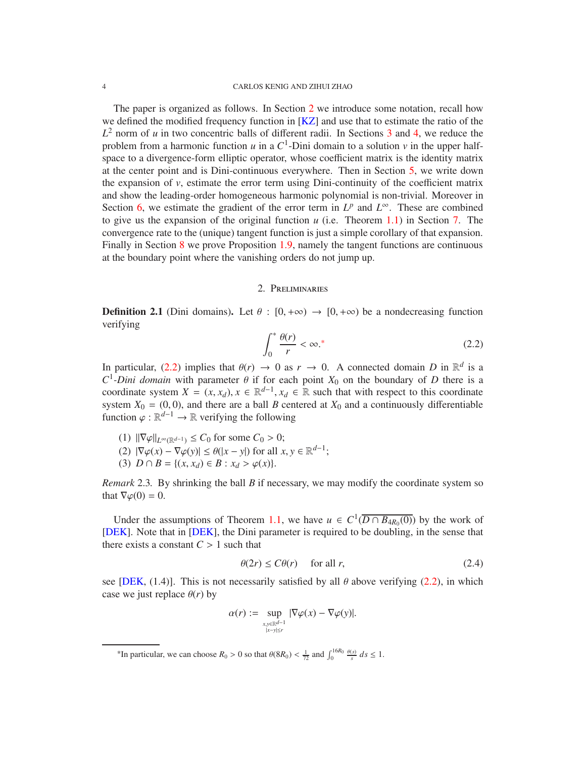The paper is organized as follows. In Section 2 we introduce some notation, recall how we defined the modified frequency function in [KZ] and use that to estimate the ratio of the $L^2$ norm of $u$ in two concentric balls of different radii. In Sections 3 and 4, we reduce the problem from a harmonic function $u$ in a $C^1$-Dini domain to a solution $v$ in the upper half-space to a divergence-form elliptic operator, whose coefficient matrix is the identity matrix at the center point and is Dini-continuous everywhere. Then in Section 5, we write down the expansion of $v$, estimate the error term using Dini-continuity of the coefficient matrix and show the leading-order homogeneous harmonic polynomial is non-trivial. Moreover in Section 6, we estimate the gradient of the error term in $L^p$ and $L^\infty$. These are combined to give us the expansion of the original function $u$ (i.e. Theorem 1.1) in Section 7. The convergence rate to the (unique) tangent function is just a simple corollary of that expansion. Finally in Section 8 we prove Proposition 1.9, namely the tangent functions are continuous at the boundary point where the vanishing orders do not jump up.

## 2. Preliminaries

**Definition 2.1** (Dini domains)**.** Let $\theta : [0, +\infty) \to [0, +\infty)$ be a nondecreasing function verifying

$$\int_0^* \frac{\theta(r)}{r} < \infty.^* \tag{2.2}$$

In particular, (2.2) implies that $\theta(r) \to 0$ as $r \to 0$. A connected domain $D$ in $\mathbb{R}^d$ is a $C^1$*-Dini domain* with parameter $\theta$ if for each point $X_0$ on the boundary of $D$ there is a coordinate system $X = (x, x_d), x \in \mathbb{R}^{d-1}, x_d \in \mathbb{R}$ such that with respect to this coordinate system $X_0 = (0, 0)$, and there are a ball $B$ centered at $X_0$ and a continuously differentiable function $\varphi : \mathbb{R}^{d-1} \to \mathbb{R}$ verifying the following

1. $\|\nabla\varphi\|_{L^\infty(\mathbb{R}^{d-1})} \leq C_0$ for some $C_0 > 0$;
2. $|\nabla\varphi(x) - \nabla\varphi(y)| \leq \theta(|x - y|)$ for all $x, y \in \mathbb{R}^{d-1}$;
3. $D \cap B = \{(x, x_d) \in B : x_d > \varphi(x)\}$.

*Remark* 2.3. By shrinking the ball $B$ if necessary, we may modify the coordinate system so that $\nabla\varphi(0) = 0$.

Under the assumptions of Theorem 1.1, we have $u \in C^1(\overline{D \cap B_{4R_0}(0)})$ by the work of [DEK]. Note that in [DEK], the Dini parameter is required to be doubling, in the sense that there exists a constant $C > 1$ such that

$$\theta(2r) \leq C\theta(r) \quad \text{ for all } r, \tag{2.4}$$

see [DEK, (1.4)]. This is not necessarily satisfied by all $\theta$ above verifying (2.2), in which case we just replace $\theta(r)$ by

$$\alpha(r) := \sup_{\substack{x,y\in\mathbb{R}^{d-1} \\ |x-y|\leq r}} |\nabla\varphi(x) - \nabla\varphi(y)|.$$

*In particular, we can choose $R_0 > 0$ so that $\theta(8R_0) < \frac{1}{72}$ and $\int_0^{16R_0} \frac{\theta(s)}{s}\, ds \leq 1$.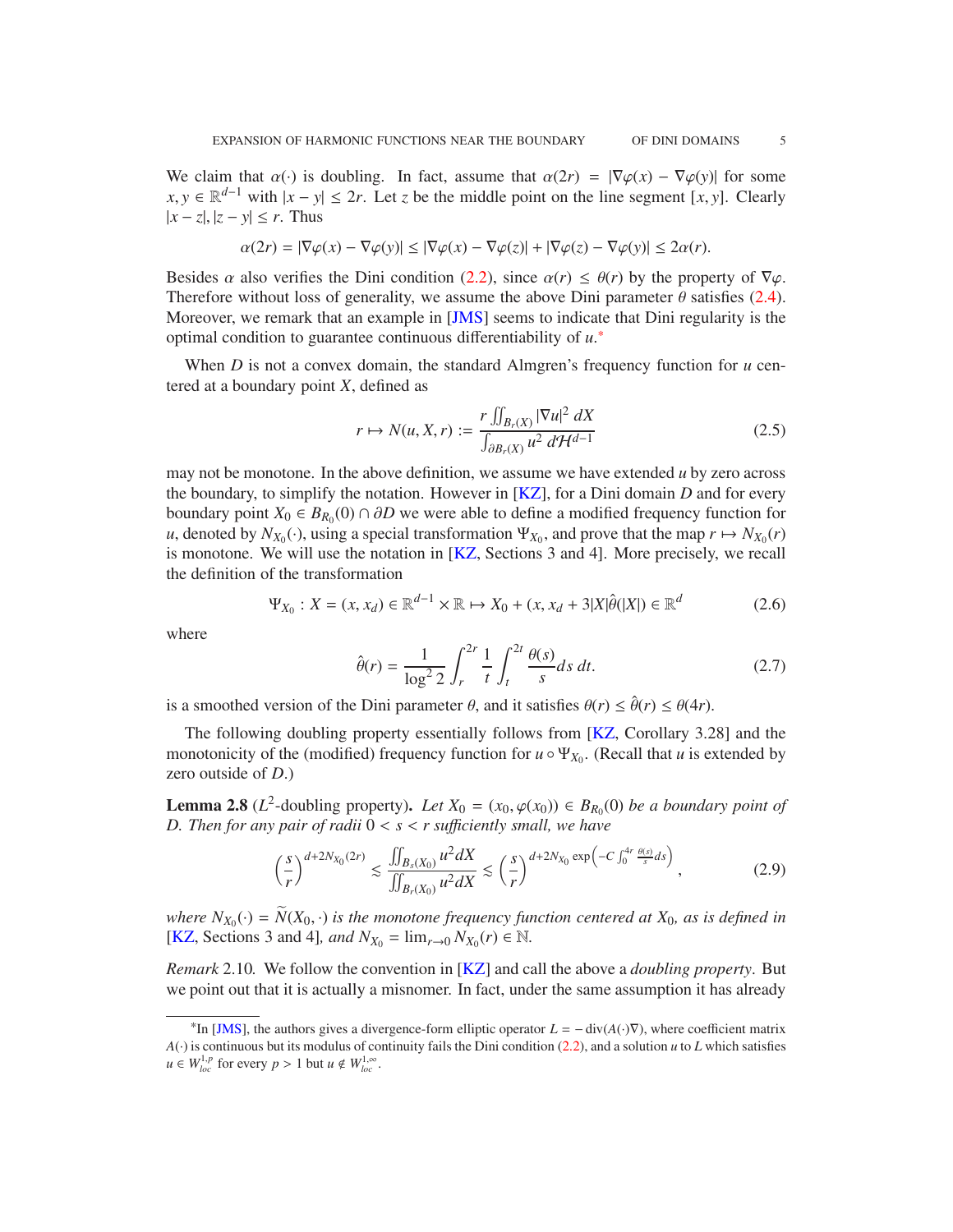We claim that $\alpha(\cdot)$ is doubling. In fact, assume that $\alpha(2r) = |\nabla\varphi(x) - \nabla\varphi(y)|$ for some $x, y \in \mathbb{R}^{d-1}$ with $|x - y| \le 2r$. Let $z$ be the middle point on the line segment $[x, y]$. Clearly $|x - z|, |z - y| \le r$. Thus

$$\alpha(2r) = |\nabla\varphi(x) - \nabla\varphi(y)| \le |\nabla\varphi(x) - \nabla\varphi(z)| + |\nabla\varphi(z) - \nabla\varphi(y)| \le 2\alpha(r).$$

Besides $\alpha$ also verifies the Dini condition (2.2), since $\alpha(r) \le \theta(r)$ by the property of $\nabla\varphi$. Therefore without loss of generality, we assume the above Dini parameter $\theta$ satisfies (2.4). Moreover, we remark that an example in [JMS] seems to indicate that Dini regularity is the optimal condition to guarantee continuous differentiability of $u$.*

When $D$ is not a convex domain, the standard Almgren's frequency function for $u$ centered at a boundary point $X$, defined as

$$r \mapsto N(u, X, r) := \frac{r \iint_{B_r(X)} |\nabla u|^2 \, dX}{\int_{\partial B_r(X)} u^2 \, d\mathcal{H}^{d-1}} \tag{2.5}$$

may not be monotone. In the above definition, we assume we have extended $u$ by zero across the boundary, to simplify the notation. However in [KZ], for a Dini domain $D$ and for every boundary point $X_0 \in B_{R_0}(0) \cap \partial D$ we were able to define a modified frequency function for $u$, denoted by $N_{X_0}(\cdot)$, using a special transformation $\Psi_{X_0}$, and prove that the map $r \mapsto N_{X_0}(r)$ is monotone. We will use the notation in [KZ, Sections 3 and 4]. More precisely, we recall the definition of the transformation

$$\Psi_{X_0} : X = (x, x_d) \in \mathbb{R}^{d-1} \times \mathbb{R} \mapsto X_0 + (x, x_d + 3|X|\hat{\theta}(|X|)) \in \mathbb{R}^d \tag{2.6}$$

where

$$\hat{\theta}(r) = \frac{1}{\log^2 2} \int_r^{2r} \frac{1}{t} \int_t^{2t} \frac{\theta(s)}{s} ds \, dt. \tag{2.7}$$

is a smoothed version of the Dini parameter $\theta$, and it satisfies $\theta(r) \le \hat{\theta}(r) \le \theta(4r)$.

The following doubling property essentially follows from [KZ, Corollary 3.28] and the monotonicity of the (modified) frequency function for $u \circ \Psi_{X_0}$. (Recall that $u$ is extended by zero outside of $D$.)

**Lemma 2.8** ($L^2$-doubling property)**.** *Let $X_0 = (x_0, \varphi(x_0)) \in B_{R_0}(0)$ be a boundary point of $D$. Then for any pair of radii $0 < s < r$ sufficiently small, we have*

$$\left(\frac{s}{r}\right)^{d+2N_{X_0}(2r)} \lesssim \frac{\iint_{B_s(X_0)} u^2 dX}{\iint_{B_r(X_0)} u^2 dX} \lesssim \left(\frac{s}{r}\right)^{d+2N_{X_0} \exp\left(-C \int_0^{4r} \frac{\theta(s)}{s} ds\right)}, \tag{2.9}$$

*where $N_{X_0}(\cdot) = \widetilde{N}(X_0, \cdot)$ is the monotone frequency function centered at $X_0$, as is defined in* [KZ, Sections 3 and 4]*, and $N_{X_0} = \lim_{r \to 0} N_{X_0}(r) \in \mathbb{N}$.*

*Remark* 2.10*.* We follow the convention in [KZ] and call the above a *doubling property*. But we point out that it is actually a misnomer. In fact, under the same assumption it has already

---

*In [JMS], the authors gives a divergence-form elliptic operator $L = -\operatorname{div}(A(\cdot)\nabla)$, where coefficient matrix $A(\cdot)$ is continuous but its modulus of continuity fails the Dini condition (2.2), and a solution $u$ to $L$ which satisfies $u \in W^{1,p}_{loc}$ for every $p > 1$ but $u \notin W^{1,\infty}_{loc}$.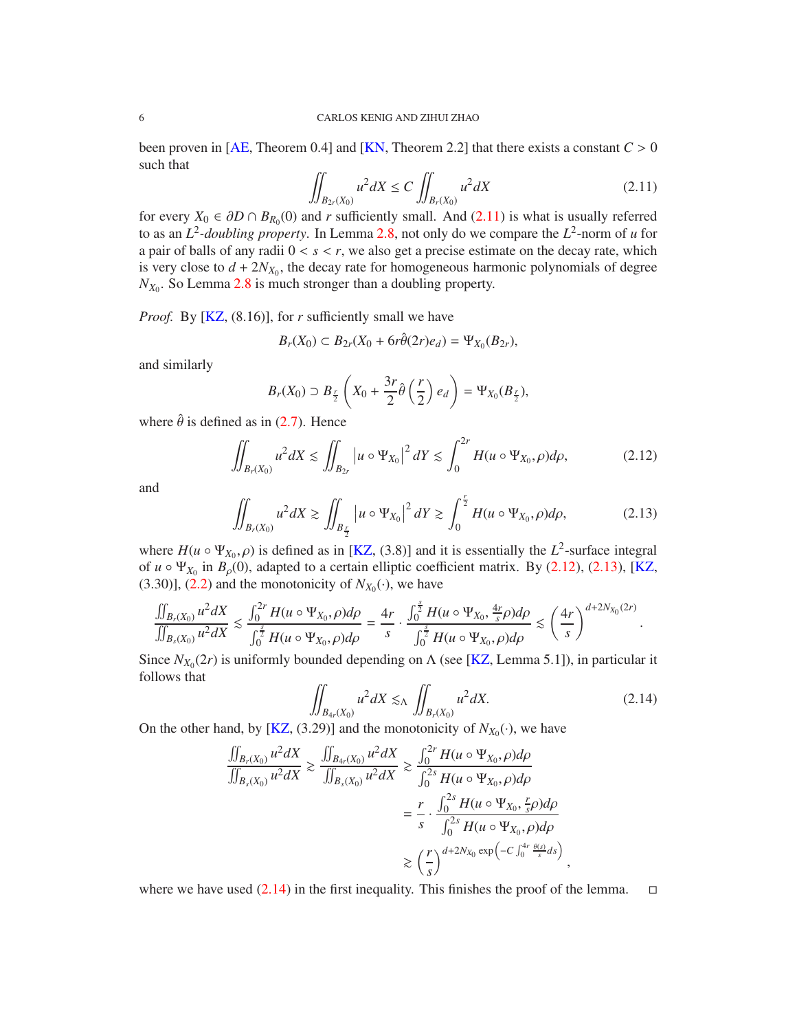been proven in [AE, Theorem 0.4] and [KN, Theorem 2.2] that there exists a constant $C > 0$ such that

$$\iint_{B_{2r}(X_0)} u^2 dX \le C \iint_{B_r(X_0)} u^2 dX \tag{2.11}$$

for every $X_0 \in \partial D \cap B_{R_0}(0)$ and $r$ sufficiently small. And (2.11) is what is usually referred to as an $L^2$-*doubling property*. In Lemma 2.8, not only do we compare the $L^2$-norm of $u$ for a pair of balls of any radii $0 < s < r$, we also get a precise estimate on the decay rate, which is very close to $d + 2N_{X_0}$, the decay rate for homogeneous harmonic polynomials of degree $N_{X_0}$. So Lemma 2.8 is much stronger than a doubling property.

*Proof.* By [KZ, (8.16)], for $r$ sufficiently small we have

$$B_r(X_0) \subset B_{2r}(X_0 + 6r\hat{\theta}(2r)e_d) = \Psi_{X_0}(B_{2r}),$$

and similarly

$$B_r(X_0) \supset B_{\frac{r}{2}}\left(X_0 + \frac{3r}{2}\hat{\theta}\left(\frac{r}{2}\right)e_d\right) = \Psi_{X_0}(B_{\frac{r}{2}}),$$

where $\hat{\theta}$ is defined as in (2.7). Hence

$$\iint_{B_r(X_0)} u^2 dX \lesssim \iint_{B_{2r}} \left|u \circ \Psi_{X_0}\right|^2 dY \lesssim \int_0^{2r} H(u \circ \Psi_{X_0}, \rho) d\rho, \tag{2.12}$$

and

$$\iint_{B_r(X_0)} u^2 dX \gtrsim \iint_{B_{\frac{r}{2}}} \left|u \circ \Psi_{X_0}\right|^2 dY \gtrsim \int_0^{\frac{r}{2}} H(u \circ \Psi_{X_0}, \rho) d\rho, \tag{2.13}$$

where $H(u \circ \Psi_{X_0}, \rho)$ is defined as in [KZ, (3.8)] and it is essentially the $L^2$-surface integral of $u \circ \Psi_{X_0}$ in $B_\rho(0)$, adapted to a certain elliptic coefficient matrix. By (2.12), (2.13), [KZ, (3.30)], (2.2) and the monotonicity of $N_{X_0}(\cdot)$, we have

$$\frac{\iint_{B_r(X_0)} u^2 dX}{\iint_{B_s(X_0)} u^2 dX} \lesssim \frac{\int_0^{2r} H(u \circ \Psi_{X_0}, \rho) d\rho}{\int_0^{\frac{s}{2}} H(u \circ \Psi_{X_0}, \rho) d\rho} = \frac{4r}{s} \cdot \frac{\int_0^{\frac{s}{2}} H(u \circ \Psi_{X_0}, \frac{4r}{s}\rho) d\rho}{\int_0^{\frac{s}{2}} H(u \circ \Psi_{X_0}, \rho) d\rho} \lesssim \left(\frac{4r}{s}\right)^{d+2N_{X_0}(2r)}.$$

Since $N_{X_0}(2r)$ is uniformly bounded depending on $\Lambda$ (see [KZ, Lemma 5.1]), in particular it follows that

$$\iint_{B_{4r}(X_0)} u^2 dX \lesssim_\Lambda \iint_{B_r(X_0)} u^2 dX. \tag{2.14}$$

On the other hand, by [KZ, (3.29)] and the monotonicity of $N_{X_0}(\cdot)$, we have

$$\begin{aligned}
\frac{\iint_{B_r(X_0)} u^2 dX}{\iint_{B_s(X_0)} u^2 dX} \gtrsim \frac{\iint_{B_{4r}(X_0)} u^2 dX}{\iint_{B_s(X_0)} u^2 dX} &\gtrsim \frac{\int_0^{2r} H(u \circ \Psi_{X_0}, \rho) d\rho}{\int_0^{2s} H(u \circ \Psi_{X_0}, \rho) d\rho} \\
&= \frac{r}{s} \cdot \frac{\int_0^{2s} H(u \circ \Psi_{X_0}, \frac{r}{s}\rho) d\rho}{\int_0^{2s} H(u \circ \Psi_{X_0}, \rho) d\rho} \\
&\gtrsim \left(\frac{r}{s}\right)^{d+2N_{X_0} \exp\left(-C\int_0^{4r} \frac{\theta(s)}{s} ds\right)},
\end{aligned}$$

where we have used (2.14) in the first inequality. This finishes the proof of the lemma. □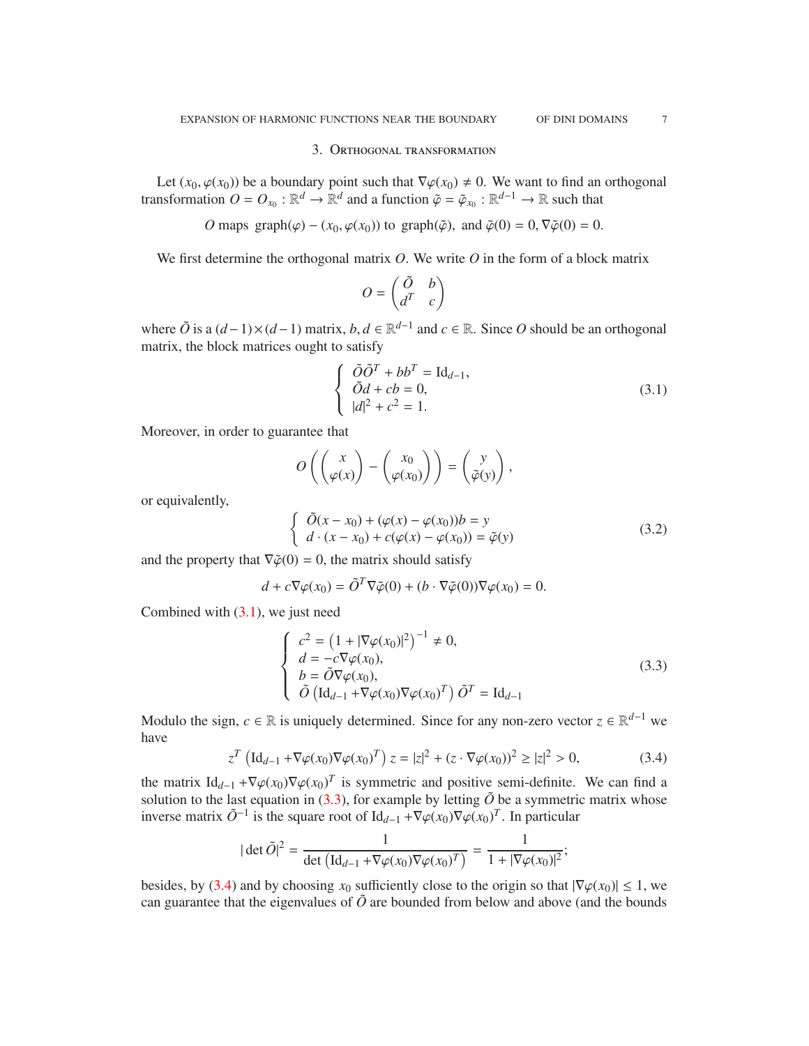## 3. Orthogonal transformation

Let $(x_0, \varphi(x_0))$ be a boundary point such that $\nabla\varphi(x_0) \neq 0$. We want to find an orthogonal transformation $O = O_{x_0} : \mathbb{R}^d \to \mathbb{R}^d$ and a function $\tilde{\varphi} = \tilde{\varphi}_{x_0} : \mathbb{R}^{d-1} \to \mathbb{R}$ such that

$$O \text{ maps } \operatorname{graph}(\varphi) - (x_0, \varphi(x_0)) \text{ to } \operatorname{graph}(\tilde{\varphi}), \text{ and } \tilde{\varphi}(0) = 0, \nabla\tilde{\varphi}(0) = 0.$$

We first determine the orthogonal matrix $O$. We write $O$ in the form of a block matrix

$$O = \begin{pmatrix} \tilde{O} & b \\ d^T & c \end{pmatrix}$$

where $\tilde{O}$ is a $(d-1)\times(d-1)$ matrix, $b, d \in \mathbb{R}^{d-1}$ and $c \in \mathbb{R}$. Since $O$ should be an orthogonal matrix, the block matrices ought to satisfy

$$\begin{cases} \tilde{O}\tilde{O}^T + bb^T = \mathrm{Id}_{d-1}, \\ \tilde{O}d + cb = 0, \\ |d|^2 + c^2 = 1. \end{cases} \tag{3.1}$$

Moreover, in order to guarantee that

$$O\left(\begin{pmatrix} x \\ \varphi(x) \end{pmatrix} - \begin{pmatrix} x_0 \\ \varphi(x_0) \end{pmatrix}\right) = \begin{pmatrix} y \\ \tilde{\varphi}(y) \end{pmatrix},$$

or equivalently,

$$\begin{cases} \tilde{O}(x - x_0) + (\varphi(x) - \varphi(x_0))b = y \\ d \cdot (x - x_0) + c(\varphi(x) - \varphi(x_0)) = \tilde{\varphi}(y) \end{cases} \tag{3.2}$$

and the property that $\nabla\tilde{\varphi}(0) = 0$, the matrix should satisfy

$$d + c\nabla\varphi(x_0) = \tilde{O}^T\nabla\tilde{\varphi}(0) + (b \cdot \nabla\tilde{\varphi}(0))\nabla\varphi(x_0) = 0.$$

Combined with (3.1), we just need

$$\begin{cases} c^2 = \left(1 + |\nabla\varphi(x_0)|^2\right)^{-1} \neq 0, \\ d = -c\nabla\varphi(x_0), \\ b = \tilde{O}\nabla\varphi(x_0), \\ \tilde{O}\left(\mathrm{Id}_{d-1} + \nabla\varphi(x_0)\nabla\varphi(x_0)^T\right)\tilde{O}^T = \mathrm{Id}_{d-1} \end{cases} \tag{3.3}$$

Modulo the sign, $c \in \mathbb{R}$ is uniquely determined. Since for any non-zero vector $z \in \mathbb{R}^{d-1}$ we have

$$z^T\left(\mathrm{Id}_{d-1} + \nabla\varphi(x_0)\nabla\varphi(x_0)^T\right)z = |z|^2 + (z \cdot \nabla\varphi(x_0))^2 \geq |z|^2 > 0, \tag{3.4}$$

the matrix $\mathrm{Id}_{d-1} + \nabla\varphi(x_0)\nabla\varphi(x_0)^T$ is symmetric and positive semi-definite. We can find a solution to the last equation in (3.3), for example by letting $\tilde{O}$ be a symmetric matrix whose inverse matrix $\tilde{O}^{-1}$ is the square root of $\mathrm{Id}_{d-1} + \nabla\varphi(x_0)\nabla\varphi(x_0)^T$. In particular

$$|\det\tilde{O}|^2 = \frac{1}{\det\left(\mathrm{Id}_{d-1} + \nabla\varphi(x_0)\nabla\varphi(x_0)^T\right)} = \frac{1}{1 + |\nabla\varphi(x_0)|^2};$$

besides, by (3.4) and by choosing $x_0$ sufficiently close to the origin so that $|\nabla\varphi(x_0)| \leq 1$, we can guarantee that the eigenvalues of $\tilde{O}$ are bounded from below and above (and the bounds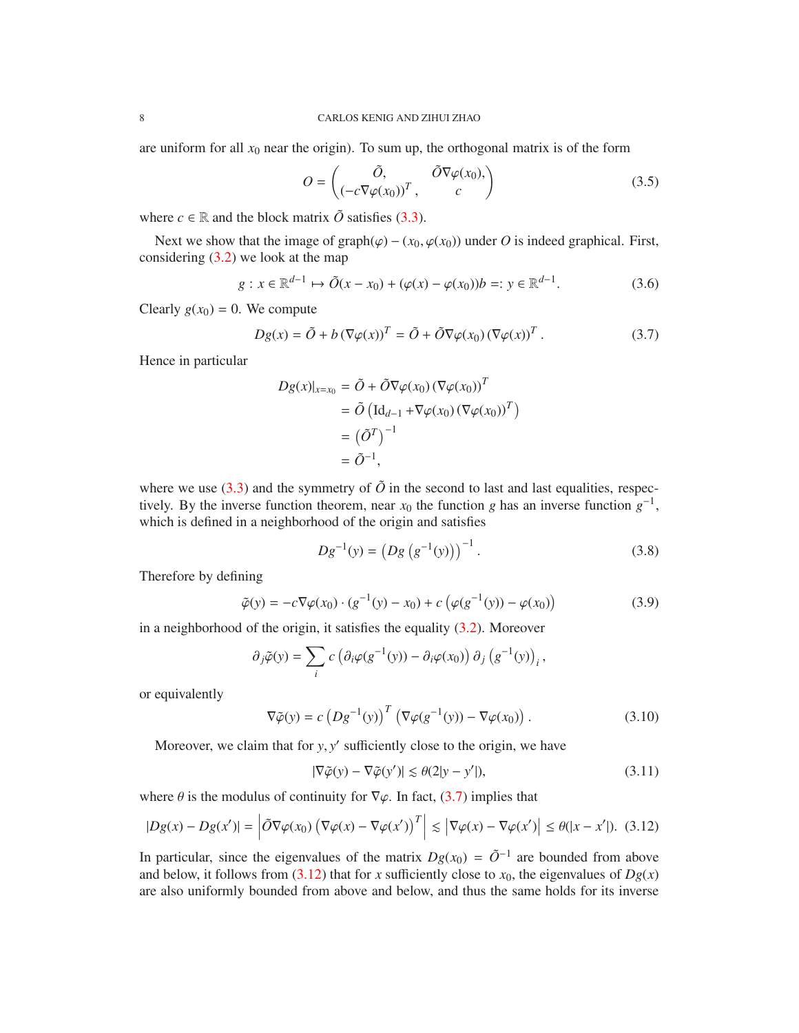are uniform for all $x_0$ near the origin). To sum up, the orthogonal matrix is of the form

$$O = \begin{pmatrix} \tilde{O}, & \tilde{O}\nabla\varphi(x_0), \\ (-c\nabla\varphi(x_0))^T, & c \end{pmatrix} \tag{3.5}$$

where $c \in \mathbb{R}$ and the block matrix $\tilde{O}$ satisfies (3.3).

Next we show that the image of $\operatorname{graph}(\varphi) - (x_0, \varphi(x_0))$ under $O$ is indeed graphical. First, considering (3.2) we look at the map

$$g : x \in \mathbb{R}^{d-1} \mapsto \tilde{O}(x - x_0) + (\varphi(x) - \varphi(x_0))b =: y \in \mathbb{R}^{d-1}. \tag{3.6}$$

Clearly $g(x_0) = 0$. We compute

$$Dg(x) = \tilde{O} + b\,(\nabla\varphi(x))^T = \tilde{O} + \tilde{O}\nabla\varphi(x_0)\,(\nabla\varphi(x))^T. \tag{3.7}$$

Hence in particular

$$\begin{aligned} Dg(x)|_{x=x_0} &= \tilde{O} + \tilde{O}\nabla\varphi(x_0)\,(\nabla\varphi(x_0))^T \\ &= \tilde{O}\left(\mathrm{Id}_{d-1} + \nabla\varphi(x_0)\,(\nabla\varphi(x_0))^T\right) \\ &= \left(\tilde{O}^T\right)^{-1} \\ &= \tilde{O}^{-1}, \end{aligned}$$

where we use (3.3) and the symmetry of $\tilde{O}$ in the second to last and last equalities, respectively. By the inverse function theorem, near $x_0$ the function $g$ has an inverse function $g^{-1}$, which is defined in a neighborhood of the origin and satisfies

$$Dg^{-1}(y) = \left(Dg\left(g^{-1}(y)\right)\right)^{-1}. \tag{3.8}$$

Therefore by defining

$$\tilde{\varphi}(y) = -c\nabla\varphi(x_0)\cdot(g^{-1}(y) - x_0) + c\left(\varphi(g^{-1}(y)) - \varphi(x_0)\right) \tag{3.9}$$

in a neighborhood of the origin, it satisfies the equality (3.2). Moreover

$$\partial_j\tilde{\varphi}(y) = \sum_i c\left(\partial_i\varphi(g^{-1}(y)) - \partial_i\varphi(x_0)\right)\partial_j\left(g^{-1}(y)\right)_i,$$

or equivalently

$$\nabla\tilde{\varphi}(y) = c\left(Dg^{-1}(y)\right)^T\left(\nabla\varphi(g^{-1}(y)) - \nabla\varphi(x_0)\right). \tag{3.10}$$

Moreover, we claim that for $y, y'$ sufficiently close to the origin, we have

$$|\nabla\tilde{\varphi}(y) - \nabla\tilde{\varphi}(y')| \lesssim \theta(2|y - y'|), \tag{3.11}$$

where $\theta$ is the modulus of continuity for $\nabla\varphi$. In fact, (3.7) implies that

$$|Dg(x) - Dg(x')| = \left|\tilde{O}\nabla\varphi(x_0)\left(\nabla\varphi(x) - \nabla\varphi(x')\right)^T\right| \lesssim \left|\nabla\varphi(x) - \nabla\varphi(x')\right| \leq \theta(|x - x'|). \tag{3.12}$$

In particular, since the eigenvalues of the matrix $Dg(x_0) = \tilde{O}^{-1}$ are bounded from above and below, it follows from (3.12) that for $x$ sufficiently close to $x_0$, the eigenvalues of $Dg(x)$ are also uniformly bounded from above and below, and thus the same holds for its inverse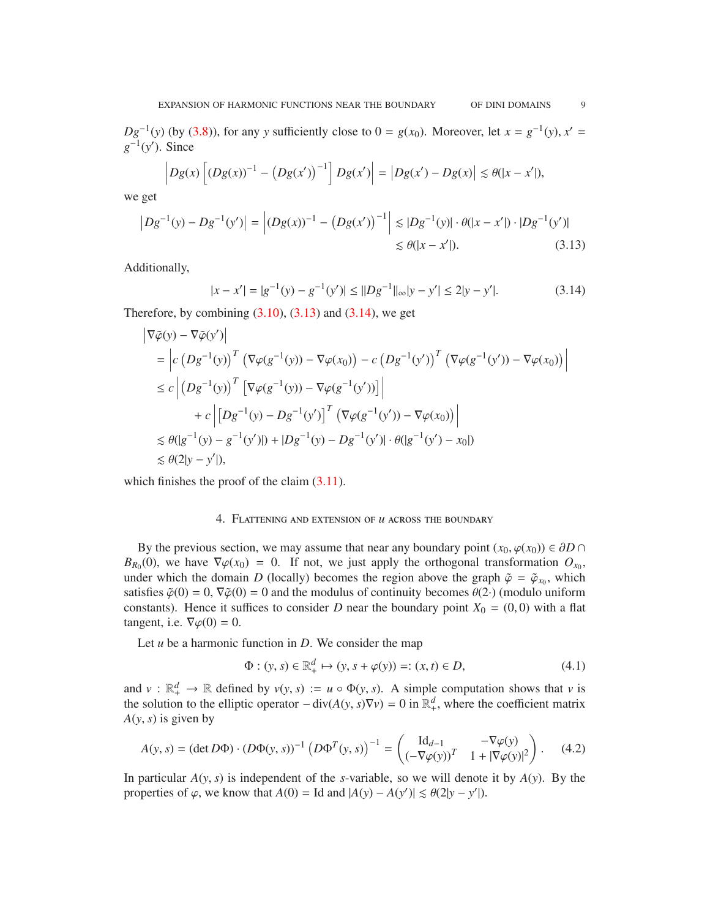$Dg^{-1}(y)$ (by (3.8)), for any $y$ sufficiently close to $0 = g(x_0)$. Moreover, let $x = g^{-1}(y), x' = g^{-1}(y')$. Since

$$\left| Dg(x) \left[ (Dg(x))^{-1} - \left(Dg(x')\right)^{-1} \right] Dg(x') \right| = \left| Dg(x') - Dg(x) \right| \lesssim \theta(|x - x'|),$$

we get

$$\begin{aligned}\left| Dg^{-1}(y) - Dg^{-1}(y') \right| = \left| (Dg(x))^{-1} - \left(Dg(x')\right)^{-1} \right| &\lesssim |Dg^{-1}(y)| \cdot \theta(|x - x'|) \cdot |Dg^{-1}(y')| \\ &\lesssim \theta(|x - x'|). \end{aligned} \tag{3.13}$$

Additionally,

$$|x - x'| = |g^{-1}(y) - g^{-1}(y')| \le \|Dg^{-1}\|_\infty |y - y'| \le 2|y - y'|. \tag{3.14}$$

Therefore, by combining (3.10), (3.13) and (3.14), we get

$$\begin{aligned}
&\left|\nabla\tilde{\varphi}(y) - \nabla\tilde{\varphi}(y')\right| \\
&= \left| c\left(Dg^{-1}(y)\right)^T \left(\nabla\varphi(g^{-1}(y)) - \nabla\varphi(x_0)\right) - c\left(Dg^{-1}(y')\right)^T \left(\nabla\varphi(g^{-1}(y')) - \nabla\varphi(x_0)\right) \right| \\
&\le c \left| \left(Dg^{-1}(y)\right)^T \left[\nabla\varphi(g^{-1}(y)) - \nabla\varphi(g^{-1}(y'))\right] \right| \\
&\qquad + c \left| \left[Dg^{-1}(y) - Dg^{-1}(y')\right]^T \left(\nabla\varphi(g^{-1}(y')) - \nabla\varphi(x_0)\right) \right| \\
&\lesssim \theta(|g^{-1}(y) - g^{-1}(y')|) + |Dg^{-1}(y) - Dg^{-1}(y')| \cdot \theta(|g^{-1}(y') - x_0|) \\
&\lesssim \theta(2|y - y'|),
\end{aligned}$$

which finishes the proof of the claim (3.11).

## 4. Flattening and extension of $u$ across the boundary

By the previous section, we may assume that near any boundary point $(x_0, \varphi(x_0)) \in \partial D \cap B_{R_0}(0)$, we have $\nabla\varphi(x_0) = 0$. If not, we just apply the orthogonal transformation $O_{x_0}$, under which the domain $D$ (locally) becomes the region above the graph $\tilde{\varphi} = \tilde{\varphi}_{x_0}$, which satisfies $\tilde{\varphi}(0) = 0$, $\nabla\tilde{\varphi}(0) = 0$ and the modulus of continuity becomes $\theta(2\cdot)$ (modulo uniform constants). Hence it suffices to consider $D$ near the boundary point $X_0 = (0, 0)$ with a flat tangent, i.e. $\nabla\varphi(0) = 0$.

Let $u$ be a harmonic function in $D$. We consider the map

$$\Phi : (y, s) \in \mathbb{R}^d_+ \mapsto (y, s + \varphi(y)) =: (x, t) \in D, \tag{4.1}$$

and $v : \mathbb{R}^d_+ \to \mathbb{R}$ defined by $v(y, s) := u \circ \Phi(y, s)$. A simple computation shows that $v$ is the solution to the elliptic operator $-\operatorname{div}(A(y, s)\nabla v) = 0$ in $\mathbb{R}^d_+$, where the coefficient matrix $A(y, s)$ is given by

$$A(y, s) = (\det D\Phi) \cdot (D\Phi(y, s))^{-1} \left(D\Phi^T(y, s)\right)^{-1} = \begin{pmatrix} \mathrm{Id}_{d-1} & -\nabla\varphi(y) \\ (-\nabla\varphi(y))^T & 1 + |\nabla\varphi(y)|^2 \end{pmatrix}. \tag{4.2}$$

In particular $A(y, s)$ is independent of the $s$-variable, so we will denote it by $A(y)$. By the properties of $\varphi$, we know that $A(0) = \mathrm{Id}$ and $|A(y) - A(y')| \lesssim \theta(2|y - y'|)$.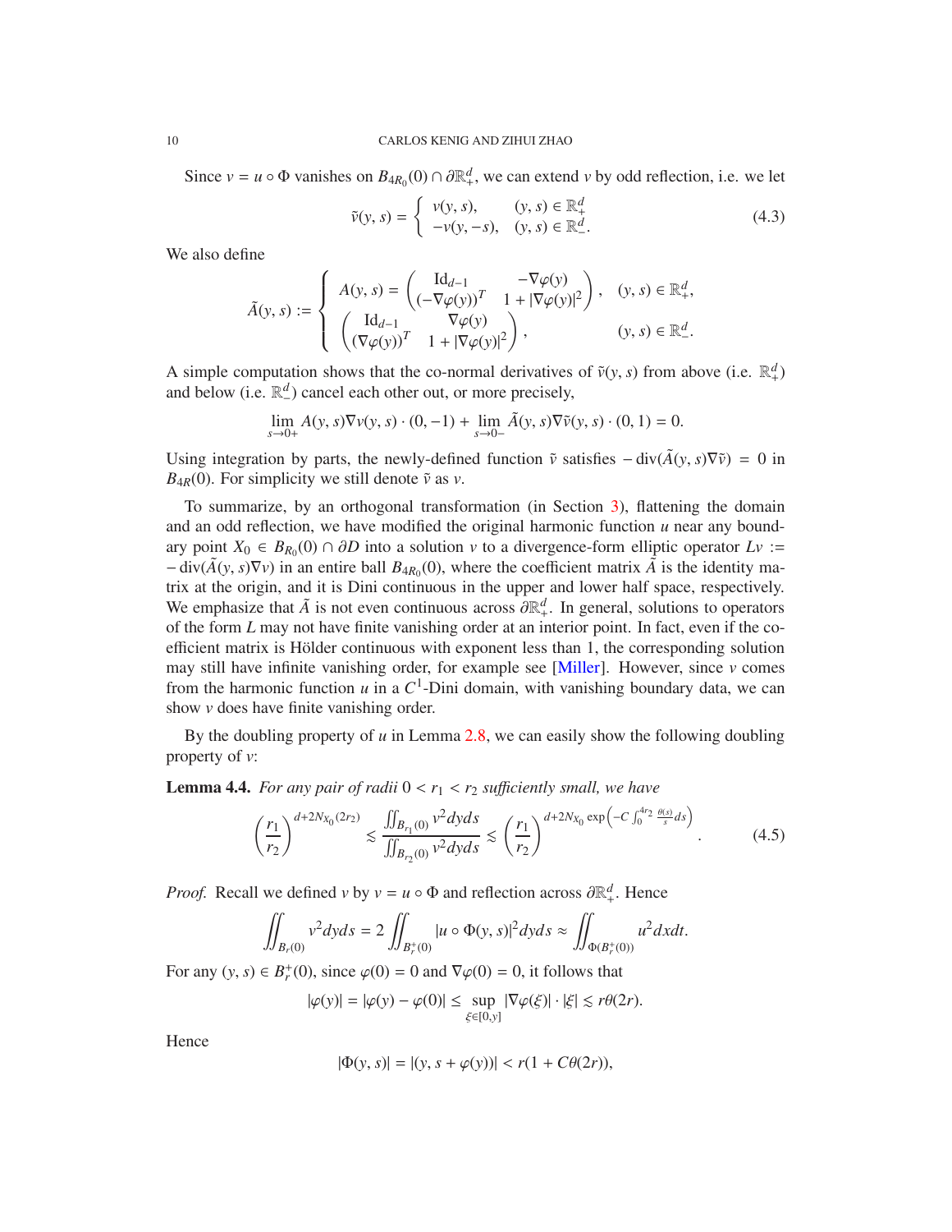Since $v = u \circ \Phi$ vanishes on $B_{4R_0}(0) \cap \partial \mathbb{R}^d_+$, we can extend $v$ by odd reflection, i.e. we let

$$\tilde{v}(y,s) = \begin{cases} v(y,s), & (y,s) \in \mathbb{R}^d_+ \\ -v(y,-s), & (y,s) \in \mathbb{R}^d_-. \end{cases} \tag{4.3}$$

We also define

$$\tilde{A}(y,s) := \begin{cases} A(y,s) = \begin{pmatrix} \mathrm{Id}_{d-1} & -\nabla\varphi(y) \\ (-\nabla\varphi(y))^T & 1 + |\nabla\varphi(y)|^2 \end{pmatrix}, & (y,s) \in \mathbb{R}^d_+, \\ \begin{pmatrix} \mathrm{Id}_{d-1} & \nabla\varphi(y) \\ (\nabla\varphi(y))^T & 1 + |\nabla\varphi(y)|^2 \end{pmatrix}, & (y,s) \in \mathbb{R}^d_-. \end{cases}$$

A simple computation shows that the co-normal derivatives of $\tilde{v}(y,s)$ from above (i.e. $\mathbb{R}^d_+$) and below (i.e. $\mathbb{R}^d_-$) cancel each other out, or more precisely,

$$\lim_{s\to 0+} A(y,s)\nabla v(y,s) \cdot (0,-1) + \lim_{s \to 0-} \tilde{A}(y,s)\nabla \tilde{v}(y,s) \cdot (0,1) = 0.$$

Using integration by parts, the newly-defined function $\tilde{v}$ satisfies $-\operatorname{div}(\tilde{A}(y,s)\nabla\tilde{v}) = 0$ in $B_{4R}(0)$. For simplicity we still denote $\tilde{v}$ as $v$.

To summarize, by an orthogonal transformation (in Section 3), flattening the domain and an odd reflection, we have modified the original harmonic function $u$ near any boundary point $X_0 \in B_{R_0}(0) \cap \partial D$ into a solution $v$ to a divergence-form elliptic operator $Lv := -\operatorname{div}(\tilde{A}(y,s)\nabla v)$ in an entire ball $B_{4R_0}(0)$, where the coefficient matrix $\tilde{A}$ is the identity matrix at the origin, and it is Dini continuous in the upper and lower half space, respectively. We emphasize that $\tilde{A}$ is not even continuous across $\partial\mathbb{R}^d_+$. In general, solutions to operators of the form $L$ may not have finite vanishing order at an interior point. In fact, even if the coefficient matrix is Hölder continuous with exponent less than 1, the corresponding solution may still have infinite vanishing order, for example see [Miller]. However, since $v$ comes from the harmonic function $u$ in a $C^1$-Dini domain, with vanishing boundary data, we can show $v$ does have finite vanishing order.

By the doubling property of $u$ in Lemma 2.8, we can easily show the following doubling property of $v$:

**Lemma 4.4.** *For any pair of radii $0 < r_1 < r_2$ sufficiently small, we have*

$$\left(\frac{r_1}{r_2}\right)^{d+2N_{X_0}(2r_2)} \lesssim \frac{\iint_{B_{r_1}(0)} v^2 dyds}{\iint_{B_{r_2}(0)} v^2 dyds} \lesssim \left(\frac{r_1}{r_2}\right)^{d+2N_{X_0}\exp\left(-C\int_0^{4r_2}\frac{\theta(s)}{s}ds\right)}. \tag{4.5}$$

*Proof.* Recall we defined $v$ by $v = u \circ \Phi$ and reflection across $\partial\mathbb{R}^d_+$. Hence

$$\iint_{B_r(0)} v^2 dyds = 2\iint_{B_r^+(0)} |u \circ \Phi(y,s)|^2 dyds \approx \iint_{\Phi(B_r^+(0))} u^2 dxdt.$$

For any $(y,s) \in B_r^+(0)$, since $\varphi(0) = 0$ and $\nabla\varphi(0) = 0$, it follows that

$$|\varphi(y)| = |\varphi(y) - \varphi(0)| \leq \sup_{\xi \in [0,y]} |\nabla\varphi(\xi)| \cdot |\xi| \lesssim r\theta(2r).$$

Hence

$$|\Phi(y,s)| = |(y, s + \varphi(y))| < r(1 + C\theta(2r)),$$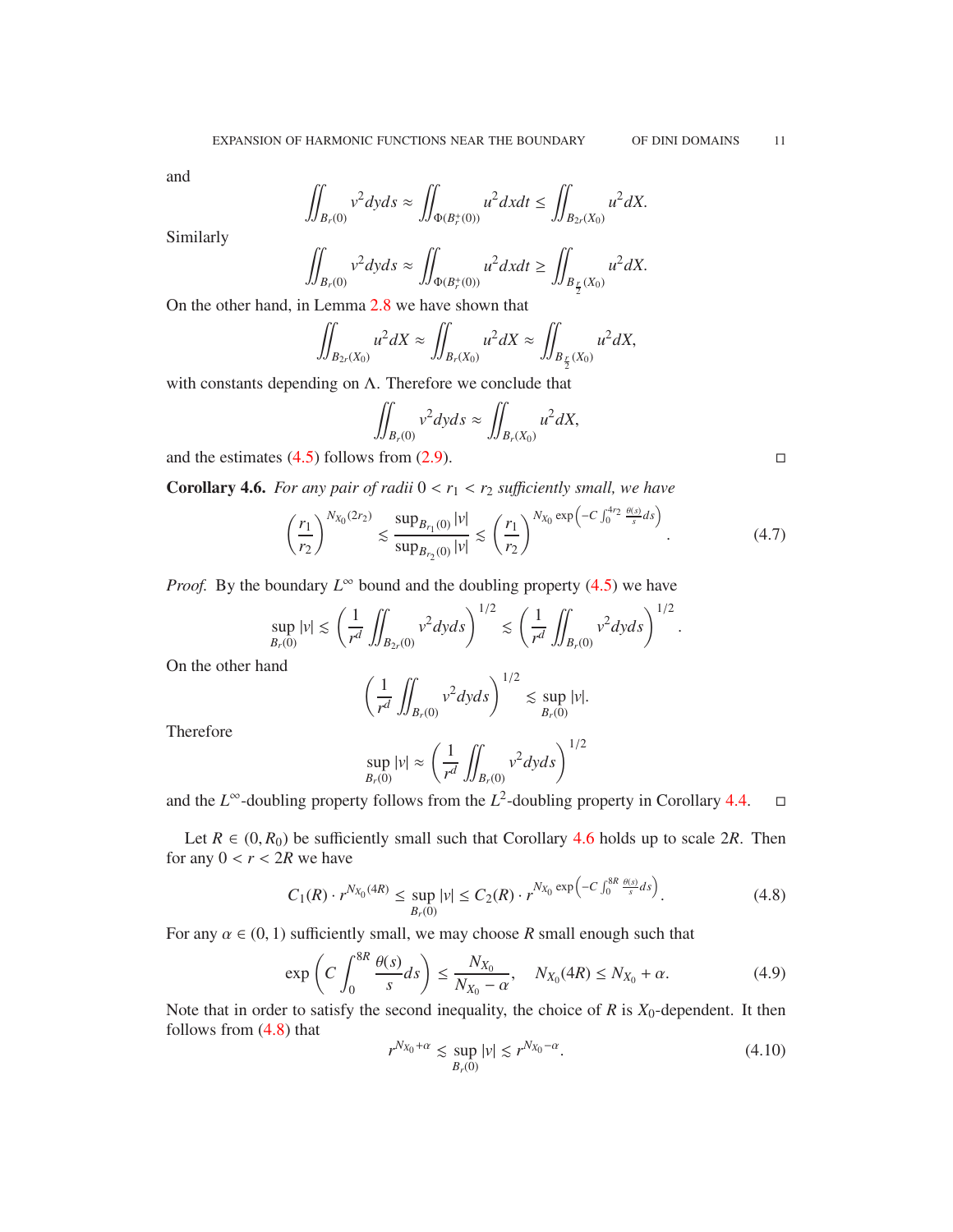and

$$\iint_{B_r(0)} v^2 dyds \approx \iint_{\Phi(B_r^+(0))} u^2 dxdt \leq \iint_{B_{2r}(X_0)} u^2 dX.$$

Similarly

$$\iint_{B_r(0)} v^2 dyds \approx \iint_{\Phi(B_r^+(0))} u^2 dxdt \geq \iint_{B_{\frac{r}{2}}(X_0)} u^2 dX.$$

On the other hand, in Lemma 2.8 we have shown that

$$\iint_{B_{2r}(X_0)} u^2 dX \approx \iint_{B_r(X_0)} u^2 dX \approx \iint_{B_{\frac{r}{2}}(X_0)} u^2 dX,$$

with constants depending on $\Lambda$. Therefore we conclude that

$$\iint_{B_r(0)} v^2 dyds \approx \iint_{B_r(X_0)} u^2 dX,$$

and the estimates (4.5) follows from (2.9). □

**Corollary 4.6.** *For any pair of radii $0 < r_1 < r_2$ sufficiently small, we have*

$$\left(\frac{r_1}{r_2}\right)^{N_{X_0}(2r_2)} \lesssim \frac{\sup_{B_{r_1}(0)} |v|}{\sup_{B_{r_2}(0)} |v|} \lesssim \left(\frac{r_1}{r_2}\right)^{N_{X_0} \exp\left(-C\int_0^{4r_2} \frac{\theta(s)}{s} ds\right)}. \tag{4.7}$$

*Proof.* By the boundary $L^\infty$ bound and the doubling property (4.5) we have

$$\sup_{B_r(0)} |v| \lesssim \left(\frac{1}{r^d} \iint_{B_{2r}(0)} v^2 dyds\right)^{1/2} \lesssim \left(\frac{1}{r^d} \iint_{B_r(0)} v^2 dyds\right)^{1/2}.$$

On the other hand

$$\left(\frac{1}{r^d} \iint_{B_r(0)} v^2 dyds\right)^{1/2} \lesssim \sup_{B_r(0)} |v|.$$

Therefore

$$\sup_{B_r(0)} |v| \approx \left(\frac{1}{r^d} \iint_{B_r(0)} v^2 dyds\right)^{1/2}$$

and the $L^\infty$-doubling property follows from the $L^2$-doubling property in Corollary 4.4. □

Let $R \in (0, R_0)$ be sufficiently small such that Corollary 4.6 holds up to scale $2R$. Then for any $0 < r < 2R$ we have

$$C_1(R) \cdot r^{N_{X_0}(4R)} \leq \sup_{B_r(0)} |v| \leq C_2(R) \cdot r^{N_{X_0} \exp\left(-C\int_0^{8R} \frac{\theta(s)}{s} ds\right)}. \tag{4.8}$$

For any $\alpha \in (0, 1)$ sufficiently small, we may choose $R$ small enough such that

$$\exp\left(C\int_0^{8R} \frac{\theta(s)}{s} ds\right) \leq \frac{N_{X_0}}{N_{X_0} - \alpha}, \quad N_{X_0}(4R) \leq N_{X_0} + \alpha. \tag{4.9}$$

Note that in order to satisfy the second inequality, the choice of $R$ is $X_0$-dependent. It then follows from (4.8) that

$$r^{N_{X_0}+\alpha} \lesssim \sup_{B_r(0)} |v| \lesssim r^{N_{X_0}-\alpha}. \tag{4.10}$$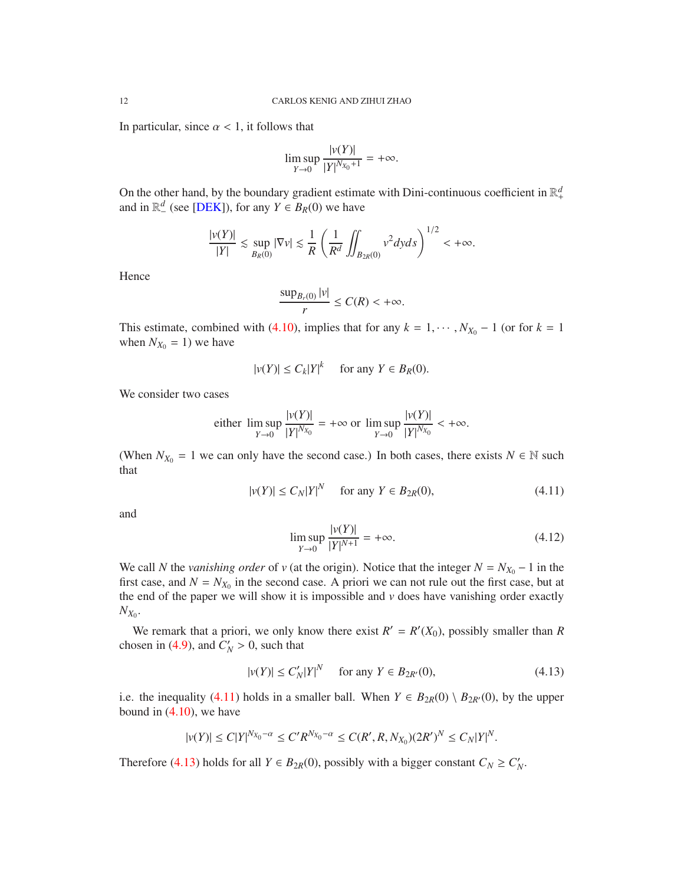In particular, since $\alpha < 1$, it follows that

$$\limsup_{Y \to 0} \frac{|v(Y)|}{|Y|^{N_{X_0}+1}} = +\infty.$$

On the other hand, by the boundary gradient estimate with Dini-continuous coefficient in $\mathbb{R}^d_+$ and in $\mathbb{R}^d_-$ (see [DEK]), for any $Y \in B_R(0)$ we have

$$\frac{|v(Y)|}{|Y|} \lesssim \sup_{B_R(0)} |\nabla v| \lesssim \frac{1}{R} \left( \frac{1}{R^d} \iint_{B_{2R}(0)} v^2 dyds \right)^{1/2} < +\infty.$$

Hence

$$\frac{\sup_{B_r(0)} |v|}{r} \leq C(R) < +\infty.$$

This estimate, combined with (4.10), implies that for any $k = 1, \cdots, N_{X_0} - 1$ (or for $k = 1$ when $N_{X_0} = 1$) we have

$$|v(Y)| \leq C_k |Y|^k \quad \text{ for any } Y \in B_R(0).$$

We consider two cases

$$\text{either } \limsup_{Y \to 0} \frac{|v(Y)|}{|Y|^{N_{X_0}}} = +\infty \text{ or } \limsup_{Y \to 0} \frac{|v(Y)|}{|Y|^{N_{X_0}}} < +\infty.$$

(When $N_{X_0} = 1$ we can only have the second case.) In both cases, there exists $N \in \mathbb{N}$ such that

$$|v(Y)| \leq C_N |Y|^N \quad \text{ for any } Y \in B_{2R}(0), \tag{4.11}$$

and

$$\limsup_{Y \to 0} \frac{|v(Y)|}{|Y|^{N+1}} = +\infty. \tag{4.12}$$

We call $N$ the *vanishing order* of $v$ (at the origin). Notice that the integer $N = N_{X_0} - 1$ in the first case, and $N = N_{X_0}$ in the second case. A priori we can not rule out the first case, but at the end of the paper we will show it is impossible and $v$ does have vanishing order exactly $N_{X_0}$.

We remark that a priori, we only know there exist $R' = R'(X_0)$, possibly smaller than $R$ chosen in (4.9), and $C'_N > 0$, such that

$$|v(Y)| \leq C'_N |Y|^N \quad \text{ for any } Y \in B_{2R'}(0), \tag{4.13}$$

i.e. the inequality (4.11) holds in a smaller ball. When $Y \in B_{2R}(0) \setminus B_{2R'}(0)$, by the upper bound in (4.10), we have

$$|v(Y)| \leq C|Y|^{N_{X_0}-\alpha} \leq C' R^{N_{X_0}-\alpha} \leq C(R', R, N_{X_0})(2R')^N \leq C_N |Y|^N.$$

Therefore (4.13) holds for all $Y \in B_{2R}(0)$, possibly with a bigger constant $C_N \geq C'_N$.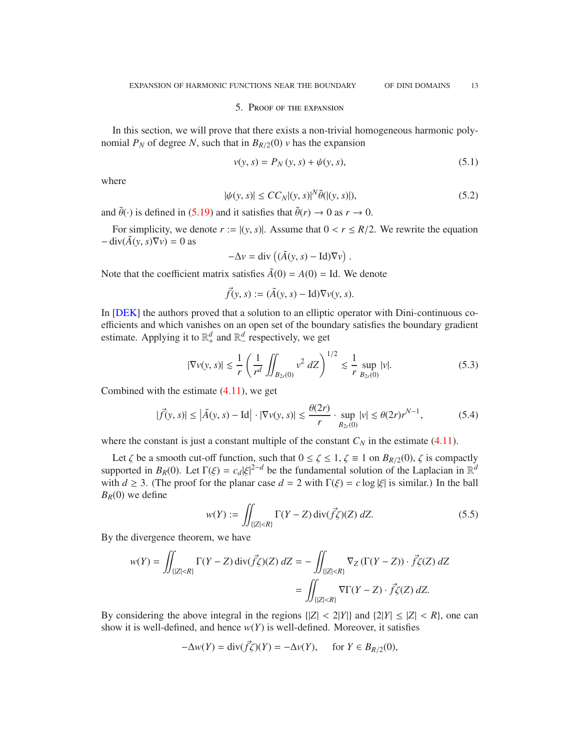## 5. Proof of the expansion

In this section, we will prove that there exists a non-trivial homogeneous harmonic polynomial $P_N$ of degree $N$, such that in $B_{R/2}(0)$ $v$ has the expansion

$$v(y,s) = P_N(y,s) + \psi(y,s), \tag{5.1}$$

where

$$|\psi(y,s)| \le C C_N |(y,s)|^N \tilde{\theta}(|(y,s)|), \tag{5.2}$$

and $\tilde{\theta}(\cdot)$ is defined in (5.19) and it satisfies that $\tilde{\theta}(r) \to 0$ as $r \to 0$.

For simplicity, we denote $r := |(y,s)|$. Assume that $0 < r \le R/2$. We rewrite the equation $-\operatorname{div}(\tilde{A}(y,s)\nabla v) = 0$ as

$$-\Delta v = \operatorname{div}\left((\tilde{A}(y,s) - \mathrm{Id})\nabla v\right).$$

Note that the coefficient matrix satisfies $\tilde{A}(0) = A(0) = \mathrm{Id}$. We denote

$$\vec{f}(y,s) := (\tilde{A}(y,s) - \mathrm{Id})\nabla v(y,s).$$

In [DEK] the authors proved that a solution to an elliptic operator with Dini-continuous coefficients and which vanishes on an open set of the boundary satisfies the boundary gradient estimate. Applying it to $\mathbb{R}^d_+$ and $\mathbb{R}^d_-$ respectively, we get

$$|\nabla v(y,s)| \lesssim \frac{1}{r}\left(\frac{1}{r^d}\iint_{B_{2r}(0)} v^2\, dZ\right)^{1/2} \lesssim \frac{1}{r}\sup_{B_{2r}(0)} |v|. \tag{5.3}$$

Combined with the estimate (4.11), we get

$$|\vec{f}(y,s)| \le \left|\tilde{A}(y,s) - \mathrm{Id}\right| \cdot |\nabla v(y,s)| \lesssim \frac{\theta(2r)}{r} \cdot \sup_{B_{2r}(0)} |v| \lesssim \theta(2r) r^{N-1}, \tag{5.4}$$

where the constant is just a constant multiple of the constant $C_N$ in the estimate (4.11).

Let $\zeta$ be a smooth cut-off function, such that $0 \le \zeta \le 1$, $\zeta \equiv 1$ on $B_{R/2}(0)$, $\zeta$ is compactly supported in $B_R(0)$. Let $\Gamma(\xi) = c_d|\xi|^{2-d}$ be the fundamental solution of the Laplacian in $\mathbb{R}^d$ with $d \ge 3$. (The proof for the planar case $d = 2$ with $\Gamma(\xi) = c\log|\xi|$ is similar.) In the ball $B_R(0)$ we define

$$w(Y) := \iint_{\{|Z|<R\}} \Gamma(Y-Z)\operatorname{div}(\vec{f}\zeta)(Z)\, dZ. \tag{5.5}$$

By the divergence theorem, we have

$$\begin{aligned} w(Y) = \iint_{\{|Z|<R\}} \Gamma(Y-Z)\operatorname{div}(\vec{f}\zeta)(Z)\, dZ &= -\iint_{\{|Z|<R\}} \nabla_Z(\Gamma(Y-Z)) \cdot \vec{f}\zeta(Z)\, dZ \\ &= \iint_{\{|Z|<R\}} \nabla\Gamma(Y-Z) \cdot \vec{f}\zeta(Z)\, dZ. \end{aligned}$$

By considering the above integral in the regions $\{|Z| < 2|Y|\}$ and $\{2|Y| \le |Z| < R\}$, one can show it is well-defined, and hence $w(Y)$ is well-defined. Moreover, it satisfies

$$-\Delta w(Y) = \operatorname{div}(\vec{f}\zeta)(Y) = -\Delta v(Y), \quad \text{ for } Y \in B_{R/2}(0),$$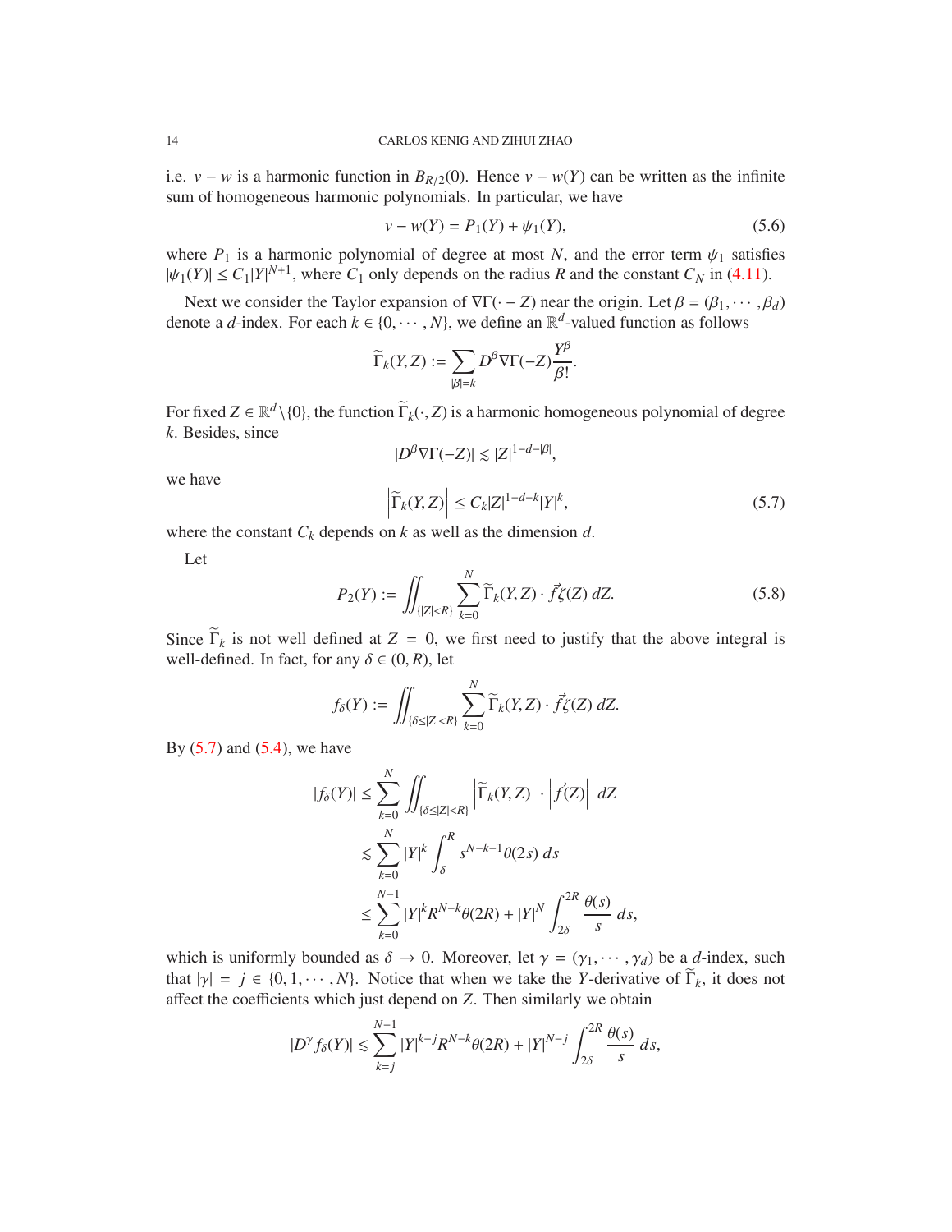i.e. $v - w$ is a harmonic function in $B_{R/2}(0)$. Hence $v - w(Y)$ can be written as the infinite sum of homogeneous harmonic polynomials. In particular, we have

$$v - w(Y) = P_1(Y) + \psi_1(Y), \tag{5.6}$$

where $P_1$ is a harmonic polynomial of degree at most $N$, and the error term $\psi_1$ satisfies $|\psi_1(Y)| \leq C_1 |Y|^{N+1}$, where $C_1$ only depends on the radius $R$ and the constant $C_N$ in (4.11).

Next we consider the Taylor expansion of $\nabla\Gamma(\cdot - Z)$ near the origin. Let $\beta = (\beta_1, \cdots, \beta_d)$ denote a $d$-index. For each $k \in \{0, \cdots, N\}$, we define an $\mathbb{R}^d$-valued function as follows

$$\widetilde{\Gamma}_k(Y, Z) := \sum_{|\beta| = k} D^\beta \nabla\Gamma(-Z) \frac{Y^\beta}{\beta!}.$$

For fixed $Z \in \mathbb{R}^d \setminus \{0\}$, the function $\widetilde{\Gamma}_k(\cdot, Z)$ is a harmonic homogeneous polynomial of degree $k$. Besides, since

$$|D^\beta \nabla\Gamma(-Z)| \lesssim |Z|^{1-d-|\beta|},$$

we have

$$\left|\widetilde{\Gamma}_k(Y, Z)\right| \leq C_k |Z|^{1-d-k} |Y|^k, \tag{5.7}$$

where the constant $C_k$ depends on $k$ as well as the dimension $d$.

Let

$$P_2(Y) := \iint_{\{|Z|<R\}} \sum_{k=0}^{N} \widetilde{\Gamma}_k(Y, Z) \cdot \vec{f}\zeta(Z)\, dZ. \tag{5.8}$$

Since $\widetilde{\Gamma}_k$ is not well defined at $Z = 0$, we first need to justify that the above integral is well-defined. In fact, for any $\delta \in (0, R)$, let

$$f_\delta(Y) := \iint_{\{\delta \leq |Z| < R\}} \sum_{k=0}^{N} \widetilde{\Gamma}_k(Y, Z) \cdot \vec{f}\zeta(Z)\, dZ.$$

By (5.7) and (5.4), we have

$$\begin{aligned}
|f_\delta(Y)| &\leq \sum_{k=0}^{N} \iint_{\{\delta \leq |Z| < R\}} \left|\widetilde{\Gamma}_k(Y, Z)\right| \cdot \left|\vec{f}(Z)\right|\, dZ \\
&\lesssim \sum_{k=0}^{N} |Y|^k \int_\delta^R s^{N-k-1} \theta(2s)\, ds \\
&\leq \sum_{k=0}^{N-1} |Y|^k R^{N-k} \theta(2R) + |Y|^N \int_{2\delta}^{2R} \frac{\theta(s)}{s}\, ds,
\end{aligned}$$

which is uniformly bounded as $\delta \to 0$. Moreover, let $\gamma = (\gamma_1, \cdots, \gamma_d)$ be a $d$-index, such that $|\gamma| = j \in \{0, 1, \cdots, N\}$. Notice that when we take the $Y$-derivative of $\widetilde{\Gamma}_k$, it does not affect the coefficients which just depend on $Z$. Then similarly we obtain

$$|D^\gamma f_\delta(Y)| \lesssim \sum_{k=j}^{N-1} |Y|^{k-j} R^{N-k} \theta(2R) + |Y|^{N-j} \int_{2\delta}^{2R} \frac{\theta(s)}{s}\, ds,$$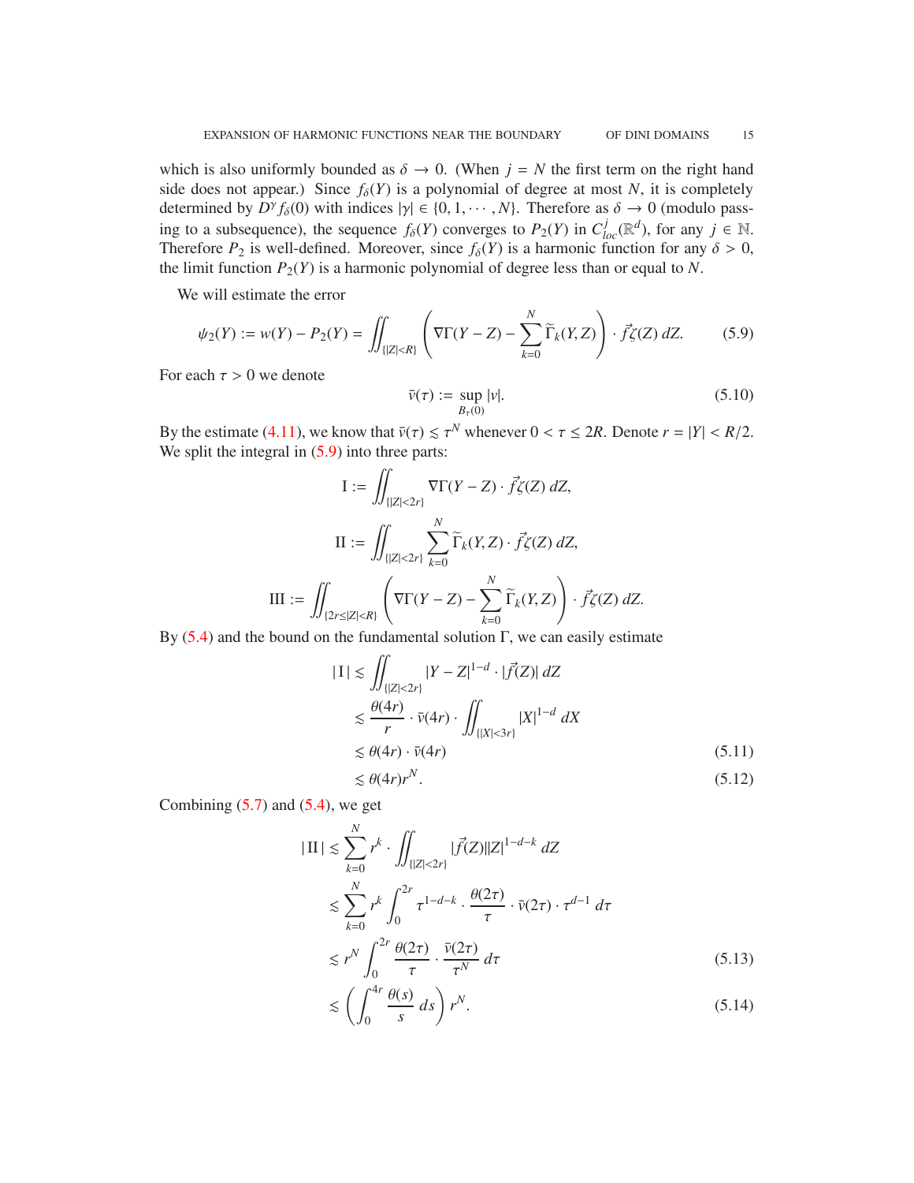which is also uniformly bounded as $\delta \to 0$. (When $j = N$ the first term on the right hand side does not appear.) Since $f_\delta(Y)$ is a polynomial of degree at most $N$, it is completely determined by $D^\gamma f_\delta(0)$ with indices $|\gamma| \in \{0, 1, \cdots, N\}$. Therefore as $\delta \to 0$ (modulo passing to a subsequence), the sequence $f_\delta(Y)$ converges to $P_2(Y)$ in $C^j_{loc}(\mathbb{R}^d)$, for any $j \in \mathbb{N}$. Therefore $P_2$ is well-defined. Moreover, since $f_\delta(Y)$ is a harmonic function for any $\delta > 0$, the limit function $P_2(Y)$ is a harmonic polynomial of degree less than or equal to $N$.

We will estimate the error

$$\psi_2(Y) := w(Y) - P_2(Y) = \iint_{\{|Z|<R\}} \left( \nabla\Gamma(Y - Z) - \sum_{k=0}^{N} \widetilde{\Gamma}_k(Y, Z) \right) \cdot \vec{f}\zeta(Z)\, dZ. \tag{5.9}$$

For each $\tau > 0$ we denote

$$\bar{v}(\tau) := \sup_{B_\tau(0)} |v|. \tag{5.10}$$

By the estimate (4.11), we know that $\bar{v}(\tau) \lesssim \tau^N$ whenever $0 < \tau \le 2R$. Denote $r = |Y| < R/2$. We split the integral in (5.9) into three parts:

$$\mathrm{I} := \iint_{\{|Z|<2r\}} \nabla\Gamma(Y - Z) \cdot \vec{f}\zeta(Z)\, dZ,$$

$$\mathrm{II} := \iint_{\{|Z|<2r\}} \sum_{k=0}^{N} \widetilde{\Gamma}_k(Y, Z) \cdot \vec{f}\zeta(Z)\, dZ,$$

$$\mathrm{III} := \iint_{\{2r\le|Z|<R\}} \left( \nabla\Gamma(Y - Z) - \sum_{k=0}^{N} \widetilde{\Gamma}_k(Y, Z) \right) \cdot \vec{f}\zeta(Z)\, dZ.$$

By (5.4) and the bound on the fundamental solution $\Gamma$, we can easily estimate

$$\begin{aligned}
|\,\mathrm{I}\,| &\lesssim \iint_{\{|Z|<2r\}} |Y - Z|^{1-d} \cdot |\vec{f}(Z)|\, dZ \\
&\lesssim \frac{\theta(4r)}{r} \cdot \bar{v}(4r) \cdot \iint_{\{|X|<3r\}} |X|^{1-d}\, dX \\
&\lesssim \theta(4r) \cdot \bar{v}(4r) && (5.11) \\
&\lesssim \theta(4r) r^N. && (5.12)
\end{aligned}$$

Combining (5.7) and (5.4), we get

$$\begin{aligned}
|\,\mathrm{II}\,| &\lesssim \sum_{k=0}^{N} r^k \cdot \iint_{\{|Z|<2r\}} |\vec{f}(Z)||Z|^{1-d-k}\, dZ \\
&\lesssim \sum_{k=0}^{N} r^k \int_0^{2r} \tau^{1-d-k} \cdot \frac{\theta(2\tau)}{\tau} \cdot \bar{v}(2\tau) \cdot \tau^{d-1}\, d\tau \\
&\lesssim r^N \int_0^{2r} \frac{\theta(2\tau)}{\tau} \cdot \frac{\bar{v}(2\tau)}{\tau^N}\, d\tau && (5.13) \\
&\lesssim \left( \int_0^{4r} \frac{\theta(s)}{s}\, ds \right) r^N. && (5.14)
\end{aligned}$$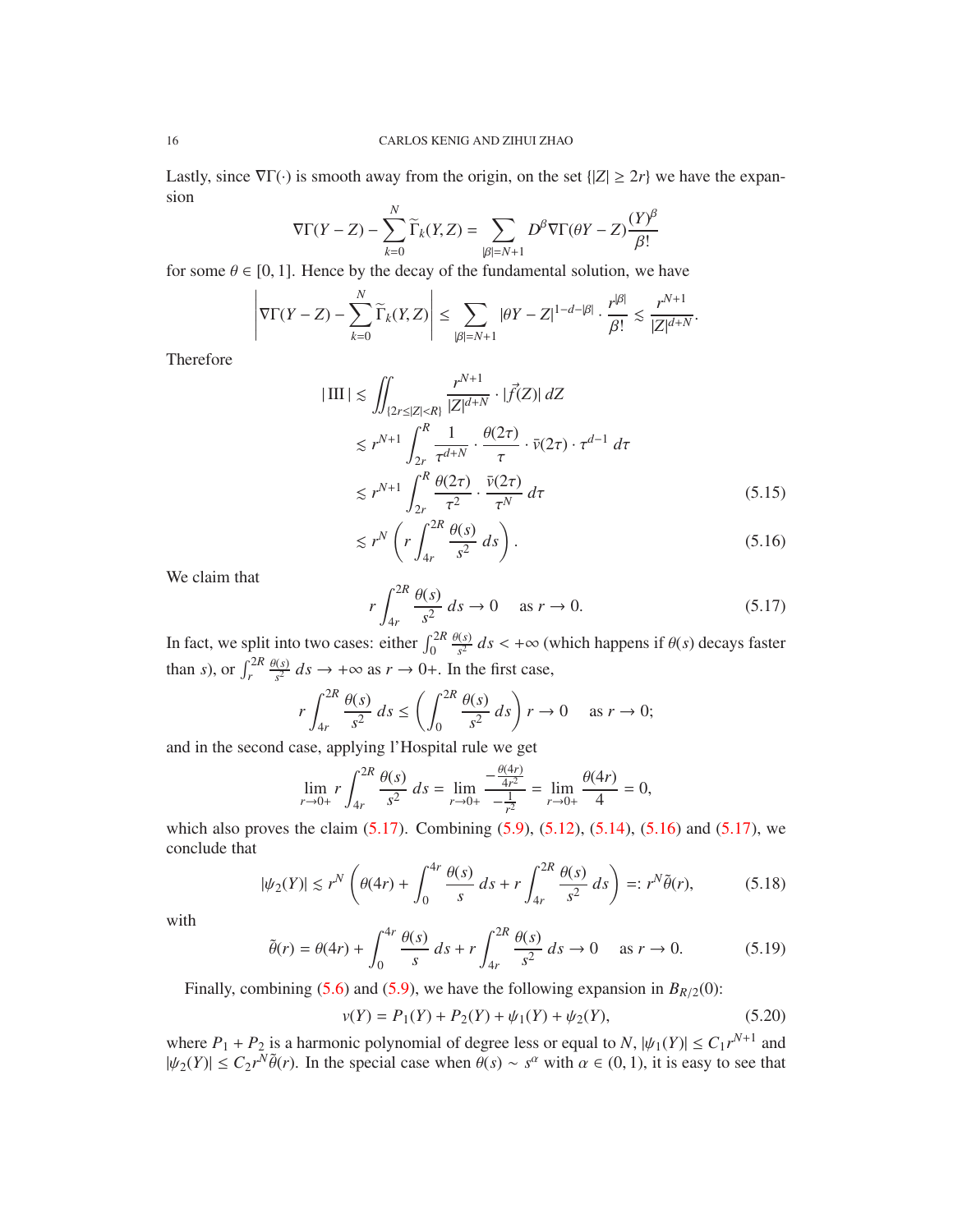Lastly, since $\nabla\Gamma(\cdot)$ is smooth away from the origin, on the set $\{|Z| \geq 2r\}$ we have the expansion

$$\nabla\Gamma(Y-Z) - \sum_{k=0}^{N} \widetilde{\Gamma}_k(Y,Z) = \sum_{|\beta|=N+1} D^\beta \nabla\Gamma(\theta Y - Z)\frac{(Y)^\beta}{\beta!}$$

for some $\theta \in [0,1]$. Hence by the decay of the fundamental solution, we have

$$\left|\nabla\Gamma(Y-Z) - \sum_{k=0}^{N} \widetilde{\Gamma}_k(Y,Z)\right| \leq \sum_{|\beta|=N+1} |\theta Y - Z|^{1-d-|\beta|} \cdot \frac{r^{|\beta|}}{\beta!} \lesssim \frac{r^{N+1}}{|Z|^{d+N}}.$$

Therefore

$$\begin{aligned}
|\,\mathrm{III}\,| &\lesssim \iint_{\{2r\leq|Z|<R\}} \frac{r^{N+1}}{|Z|^{d+N}} \cdot |\vec{f}(Z)|\, dZ \\
&\lesssim r^{N+1} \int_{2r}^{R} \frac{1}{\tau^{d+N}} \cdot \frac{\theta(2\tau)}{\tau} \cdot \bar{v}(2\tau) \cdot \tau^{d-1}\, d\tau \\
&\lesssim r^{N+1} \int_{2r}^{R} \frac{\theta(2\tau)}{\tau^2} \cdot \frac{\bar{v}(2\tau)}{\tau^N}\, d\tau \qquad (5.15)\\
&\lesssim r^N \left( r \int_{4r}^{2R} \frac{\theta(s)}{s^2}\, ds \right). \qquad (5.16)
\end{aligned}$$

We claim that

$$r \int_{4r}^{2R} \frac{\theta(s)}{s^2}\, ds \to 0 \quad \text{ as } r \to 0. \tag{5.17}$$

In fact, we split into two cases: either $\int_0^{2R} \frac{\theta(s)}{s^2}\, ds < +\infty$ (which happens if $\theta(s)$ decays faster than $s$), or $\int_r^{2R} \frac{\theta(s)}{s^2}\, ds \to +\infty$ as $r \to 0+$. In the first case,

$$r \int_{4r}^{2R} \frac{\theta(s)}{s^2}\, ds \leq \left( \int_0^{2R} \frac{\theta(s)}{s^2}\, ds \right) r \to 0 \quad \text{ as } r \to 0;$$

and in the second case, applying l'Hospital rule we get

$$\lim_{r\to 0+} r \int_{4r}^{2R} \frac{\theta(s)}{s^2}\, ds = \lim_{r\to 0+} \frac{-\frac{\theta(4r)}{4r^2}}{-\frac{1}{r^2}} = \lim_{r\to 0+} \frac{\theta(4r)}{4} = 0,$$

which also proves the claim (5.17). Combining (5.9), (5.12), (5.14), (5.16) and (5.17), we conclude that

$$|\psi_2(Y)| \lesssim r^N \left( \theta(4r) + \int_0^{4r} \frac{\theta(s)}{s}\, ds + r \int_{4r}^{2R} \frac{\theta(s)}{s^2}\, ds \right) =: r^N \tilde{\theta}(r), \tag{5.18}$$

with

$$\tilde{\theta}(r) = \theta(4r) + \int_0^{4r} \frac{\theta(s)}{s}\, ds + r \int_{4r}^{2R} \frac{\theta(s)}{s^2}\, ds \to 0 \quad \text{ as } r \to 0. \tag{5.19}$$

Finally, combining (5.6) and (5.9), we have the following expansion in $B_{R/2}(0)$:

$$v(Y) = P_1(Y) + P_2(Y) + \psi_1(Y) + \psi_2(Y), \tag{5.20}$$

where $P_1 + P_2$ is a harmonic polynomial of degree less or equal to $N$, $|\psi_1(Y)| \leq C_1 r^{N+1}$ and $|\psi_2(Y)| \leq C_2 r^N \tilde{\theta}(r)$. In the special case when $\theta(s) \sim s^\alpha$ with $\alpha \in (0,1)$, it is easy to see that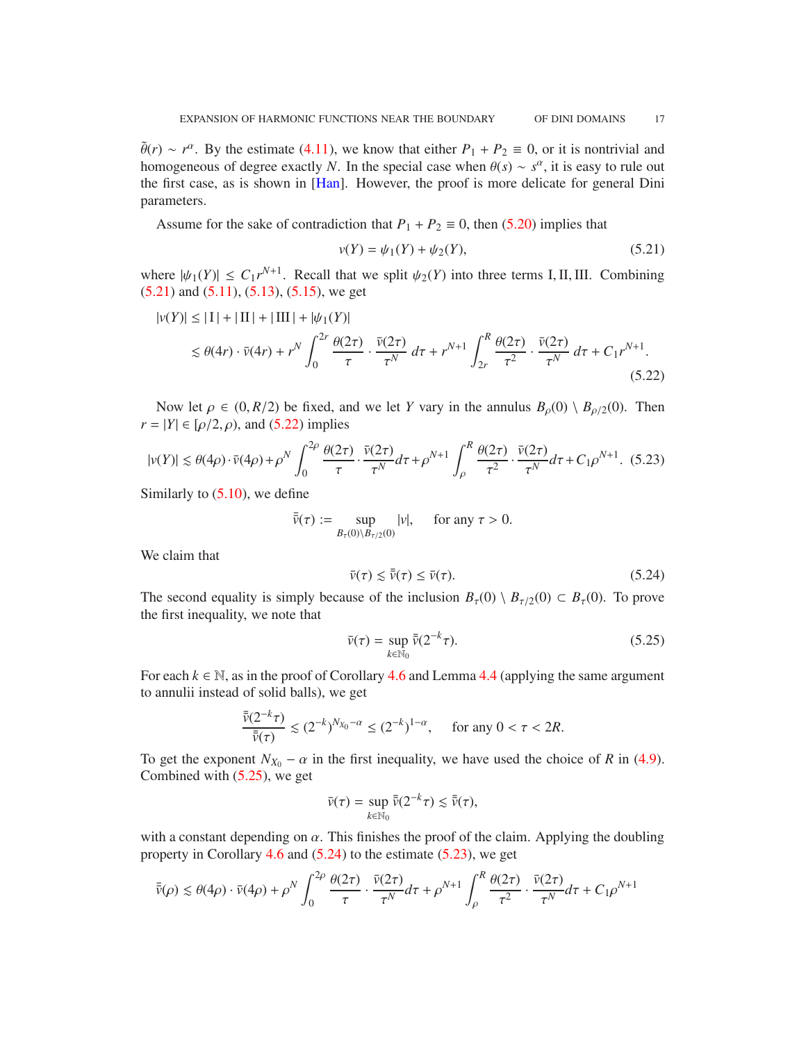$\tilde{\theta}(r) \sim r^{\alpha}$. By the estimate (4.11), we know that either $P_1 + P_2 \equiv 0$, or it is nontrivial and homogeneous of degree exactly $N$. In the special case when $\theta(s) \sim s^{\alpha}$, it is easy to rule out the first case, as is shown in [Han]. However, the proof is more delicate for general Dini parameters.

Assume for the sake of contradiction that $P_1 + P_2 \equiv 0$, then (5.20) implies that

$$v(Y) = \psi_1(Y) + \psi_2(Y), \tag{5.21}$$

where $|\psi_1(Y)| \leq C_1 r^{N+1}$. Recall that we split $\psi_2(Y)$ into three terms I, II, III. Combining (5.21) and (5.11), (5.13), (5.15), we get

$$\begin{aligned} |v(Y)| &\leq |\,\mathrm{I}\,| + |\,\mathrm{II}\,| + |\,\mathrm{III}\,| + |\psi_1(Y)| \\ &\lesssim \theta(4r) \cdot \bar{v}(4r) + r^N \int_0^{2r} \frac{\theta(2\tau)}{\tau} \cdot \frac{\bar{v}(2\tau)}{\tau^N}\, d\tau + r^{N+1} \int_{2r}^{R} \frac{\theta(2\tau)}{\tau^2} \cdot \frac{\bar{v}(2\tau)}{\tau^N}\, d\tau + C_1 r^{N+1}. \end{aligned} \tag{5.22}$$

Now let $\rho \in (0, R/2)$ be fixed, and we let $Y$ vary in the annulus $B_\rho(0) \setminus B_{\rho/2}(0)$. Then $r = |Y| \in [\rho/2, \rho)$, and (5.22) implies

$$|v(Y)| \lesssim \theta(4\rho) \cdot \bar{v}(4\rho) + \rho^N \int_0^{2\rho} \frac{\theta(2\tau)}{\tau} \cdot \frac{\bar{v}(2\tau)}{\tau^N} d\tau + \rho^{N+1} \int_\rho^R \frac{\theta(2\tau)}{\tau^2} \cdot \frac{\bar{v}(2\tau)}{\tau^N} d\tau + C_1 \rho^{N+1}. \tag{5.23}$$

Similarly to (5.10), we define

$$\bar{\bar{v}}(\tau) := \sup_{B_\tau(0) \setminus B_{\tau/2}(0)} |v|, \qquad \text{for any } \tau > 0.$$

We claim that

$$\bar{v}(\tau) \lesssim \bar{\bar{v}}(\tau) \leq \bar{v}(\tau). \tag{5.24}$$

The second equality is simply because of the inclusion $B_\tau(0) \setminus B_{\tau/2}(0) \subset B_\tau(0)$. To prove the first inequality, we note that

$$\bar{v}(\tau) = \sup_{k \in \mathbb{N}_0} \bar{\bar{v}}(2^{-k}\tau). \tag{5.25}$$

For each $k \in \mathbb{N}$, as in the proof of Corollary 4.6 and Lemma 4.4 (applying the same argument to annulii instead of solid balls), we get

$$\frac{\bar{\bar{v}}(2^{-k}\tau)}{\bar{\bar{v}}(\tau)} \lesssim (2^{-k})^{N_{X_0} - \alpha} \leq (2^{-k})^{1-\alpha}, \qquad \text{for any } 0 < \tau < 2R.$$

To get the exponent $N_{X_0} - \alpha$ in the first inequality, we have used the choice of $R$ in (4.9). Combined with (5.25), we get

$$\bar{v}(\tau) = \sup_{k \in \mathbb{N}_0} \bar{\bar{v}}(2^{-k}\tau) \lesssim \bar{\bar{v}}(\tau),$$

with a constant depending on $\alpha$. This finishes the proof of the claim. Applying the doubling property in Corollary 4.6 and (5.24) to the estimate (5.23), we get

$$\bar{\bar{v}}(\rho) \lesssim \theta(4\rho) \cdot \bar{v}(4\rho) + \rho^N \int_0^{2\rho} \frac{\theta(2\tau)}{\tau} \cdot \frac{\bar{v}(2\tau)}{\tau^N} d\tau + \rho^{N+1} \int_\rho^R \frac{\theta(2\tau)}{\tau^2} \cdot \frac{\bar{v}(2\tau)}{\tau^N} d\tau + C_1 \rho^{N+1}$$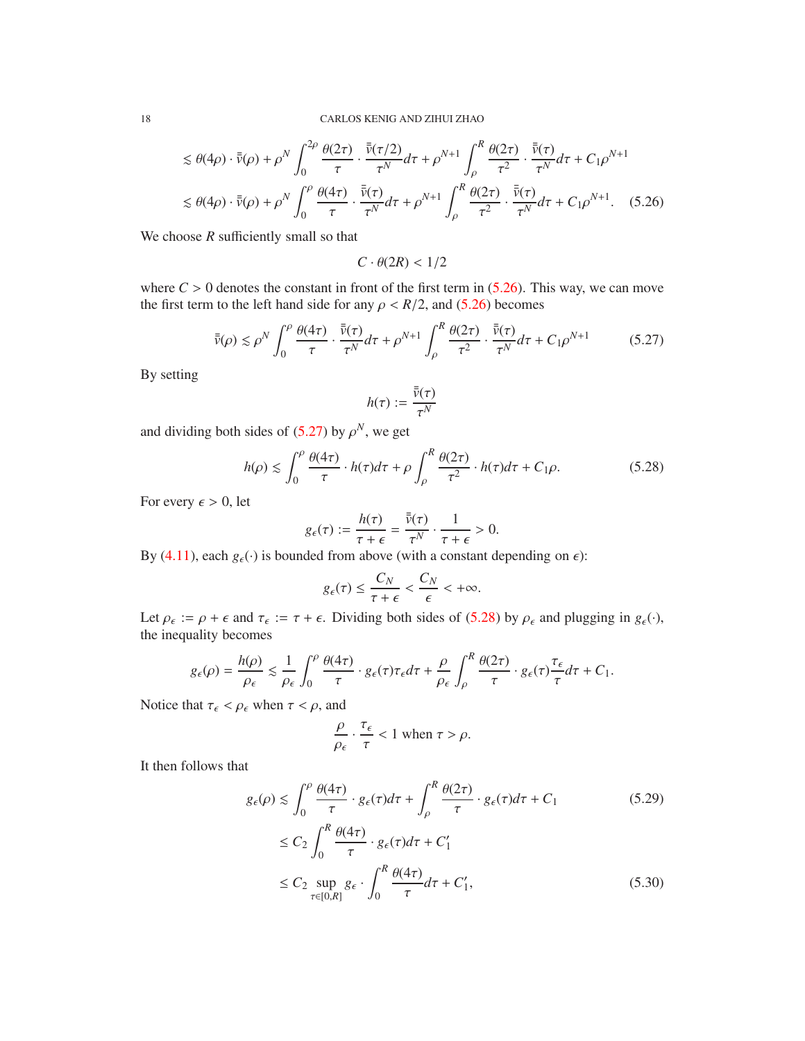$$
\begin{aligned}
&\lesssim \theta(4\rho)\cdot\bar{\bar{v}}(\rho) + \rho^N \int_0^{2\rho} \frac{\theta(2\tau)}{\tau}\cdot\frac{\bar{\bar{v}}(\tau/2)}{\tau^N}d\tau + \rho^{N+1}\int_\rho^R \frac{\theta(2\tau)}{\tau^2}\cdot\frac{\bar{\bar{v}}(\tau)}{\tau^N}d\tau + C_1\rho^{N+1} \\
&\lesssim \theta(4\rho)\cdot\bar{\bar{v}}(\rho) + \rho^N \int_0^{\rho} \frac{\theta(4\tau)}{\tau}\cdot\frac{\bar{\bar{v}}(\tau)}{\tau^N}d\tau + \rho^{N+1}\int_\rho^R \frac{\theta(2\tau)}{\tau^2}\cdot\frac{\bar{\bar{v}}(\tau)}{\tau^N}d\tau + C_1\rho^{N+1}. \quad (5.26)
\end{aligned}
$$

We choose $R$ sufficiently small so that

$$
C\cdot\theta(2R) < 1/2
$$

where $C>0$ denotes the constant in front of the first term in (5.26). This way, we can move the first term to the left hand side for any $\rho < R/2$, and (5.26) becomes

$$
\bar{\bar{v}}(\rho) \lesssim \rho^N \int_0^{\rho} \frac{\theta(4\tau)}{\tau}\cdot\frac{\bar{\bar{v}}(\tau)}{\tau^N}d\tau + \rho^{N+1}\int_\rho^R \frac{\theta(2\tau)}{\tau^2}\cdot\frac{\bar{\bar{v}}(\tau)}{\tau^N}d\tau + C_1\rho^{N+1} \quad (5.27)
$$

By setting

$$
h(\tau) := \frac{\bar{\bar{v}}(\tau)}{\tau^N}
$$

and dividing both sides of (5.27) by $\rho^N$, we get

$$
h(\rho) \lesssim \int_0^\rho \frac{\theta(4\tau)}{\tau}\cdot h(\tau)d\tau + \rho\int_\rho^R \frac{\theta(2\tau)}{\tau^2}\cdot h(\tau)d\tau + C_1\rho. \quad (5.28)
$$

For every $\epsilon>0$, let

$$
g_\epsilon(\tau) := \frac{h(\tau)}{\tau+\epsilon} = \frac{\bar{\bar{v}}(\tau)}{\tau^N}\cdot\frac{1}{\tau+\epsilon} > 0.
$$

By (4.11), each $g_\epsilon(\cdot)$ is bounded from above (with a constant depending on $\epsilon$):

$$
g_\epsilon(\tau) \le \frac{C_N}{\tau+\epsilon} < \frac{C_N}{\epsilon} < +\infty.
$$

Let $\rho_\epsilon := \rho+\epsilon$ and $\tau_\epsilon := \tau+\epsilon$. Dividing both sides of (5.28) by $\rho_\epsilon$ and plugging in $g_\epsilon(\cdot)$, the inequality becomes

$$
g_\epsilon(\rho) = \frac{h(\rho)}{\rho_\epsilon} \lesssim \frac{1}{\rho_\epsilon}\int_0^\rho \frac{\theta(4\tau)}{\tau}\cdot g_\epsilon(\tau)\tau_\epsilon d\tau + \frac{\rho}{\rho_\epsilon}\int_\rho^R \frac{\theta(2\tau)}{\tau}\cdot g_\epsilon(\tau)\frac{\tau_\epsilon}{\tau}d\tau + C_1.
$$

Notice that $\tau_\epsilon < \rho_\epsilon$ when $\tau<\rho$, and

$$
\frac{\rho}{\rho_\epsilon}\cdot\frac{\tau_\epsilon}{\tau} < 1 \text{ when } \tau > \rho.
$$

It then follows that

$$
\begin{aligned}
g_\epsilon(\rho) &\lesssim \int_0^\rho \frac{\theta(4\tau)}{\tau}\cdot g_\epsilon(\tau)d\tau + \int_\rho^R \frac{\theta(2\tau)}{\tau}\cdot g_\epsilon(\tau)d\tau + C_1 \quad (5.29)\\
&\le C_2\int_0^R \frac{\theta(4\tau)}{\tau}\cdot g_\epsilon(\tau)d\tau + C_1' \\
&\le C_2 \sup_{\tau\in[0,R]} g_\epsilon \cdot \int_0^R \frac{\theta(4\tau)}{\tau}d\tau + C_1', \quad (5.30)
\end{aligned}
$$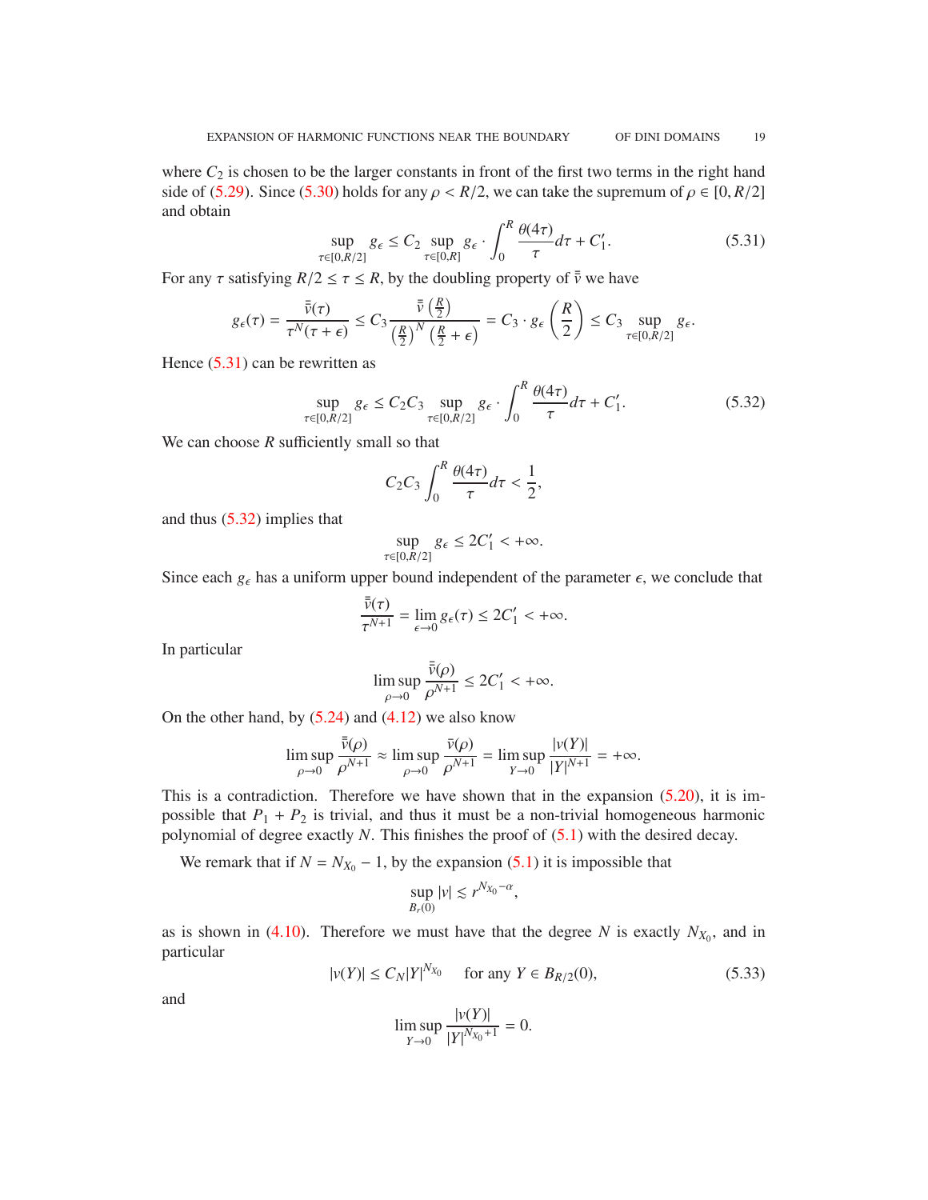where $C_2$ is chosen to be the larger constants in front of the first two terms in the right hand side of (5.29). Since (5.30) holds for any $\rho < R/2$, we can take the supremum of $\rho \in [0, R/2]$ and obtain

$$\sup_{\tau\in[0,R/2]} g_\epsilon \leq C_2 \sup_{\tau\in[0,R]} g_\epsilon \cdot \int_0^R \frac{\theta(4\tau)}{\tau} d\tau + C_1'. \tag{5.31}$$

For any $\tau$ satisfying $R/2 \leq \tau \leq R$, by the doubling property of $\bar{\bar{v}}$ we have

$$g_\epsilon(\tau) = \frac{\bar{\bar{v}}(\tau)}{\tau^N(\tau+\epsilon)} \leq C_3 \frac{\bar{\bar{v}}\left(\frac{R}{2}\right)}{\left(\frac{R}{2}\right)^N\left(\frac{R}{2}+\epsilon\right)} = C_3 \cdot g_\epsilon\left(\frac{R}{2}\right) \leq C_3 \sup_{\tau\in[0,R/2]} g_\epsilon.$$

Hence (5.31) can be rewritten as

$$\sup_{\tau\in[0,R/2]} g_\epsilon \leq C_2C_3 \sup_{\tau\in[0,R/2]} g_\epsilon \cdot \int_0^R \frac{\theta(4\tau)}{\tau} d\tau + C_1'. \tag{5.32}$$

We can choose $R$ sufficiently small so that

$$C_2C_3 \int_0^R \frac{\theta(4\tau)}{\tau} d\tau < \frac{1}{2},$$

and thus (5.32) implies that

$$\sup_{\tau\in[0,R/2]} g_\epsilon \leq 2C_1' < +\infty.$$

Since each $g_\epsilon$ has a uniform upper bound independent of the parameter $\epsilon$, we conclude that

$$\frac{\bar{\bar{v}}(\tau)}{\tau^{N+1}} = \lim_{\epsilon\to 0} g_\epsilon(\tau) \leq 2C_1' < +\infty.$$

In particular

$$\limsup_{\rho\to 0} \frac{\bar{\bar{v}}(\rho)}{\rho^{N+1}} \leq 2C_1' < +\infty.$$

On the other hand, by (5.24) and (4.12) we also know

$$\limsup_{\rho\to 0} \frac{\bar{\bar{v}}(\rho)}{\rho^{N+1}} \approx \limsup_{\rho\to 0} \frac{\bar{v}(\rho)}{\rho^{N+1}} = \limsup_{Y\to 0} \frac{|v(Y)|}{|Y|^{N+1}} = +\infty.$$

This is a contradiction. Therefore we have shown that in the expansion (5.20), it is impossible that $P_1 + P_2$ is trivial, and thus it must be a non-trivial homogeneous harmonic polynomial of degree exactly $N$. This finishes the proof of (5.1) with the desired decay.

We remark that if $N = N_{X_0} - 1$, by the expansion (5.1) it is impossible that

$$\sup_{B_r(0)} |v| \lesssim r^{N_{X_0}-\alpha},$$

as is shown in (4.10). Therefore we must have that the degree $N$ is exactly $N_{X_0}$, and in particular

$$|v(Y)| \leq C_N |Y|^{N_{X_0}} \quad \text{ for any } Y \in B_{R/2}(0), \tag{5.33}$$

and

$$\limsup_{Y\to 0} \frac{|v(Y)|}{|Y|^{N_{X_0}+1}} = 0.$$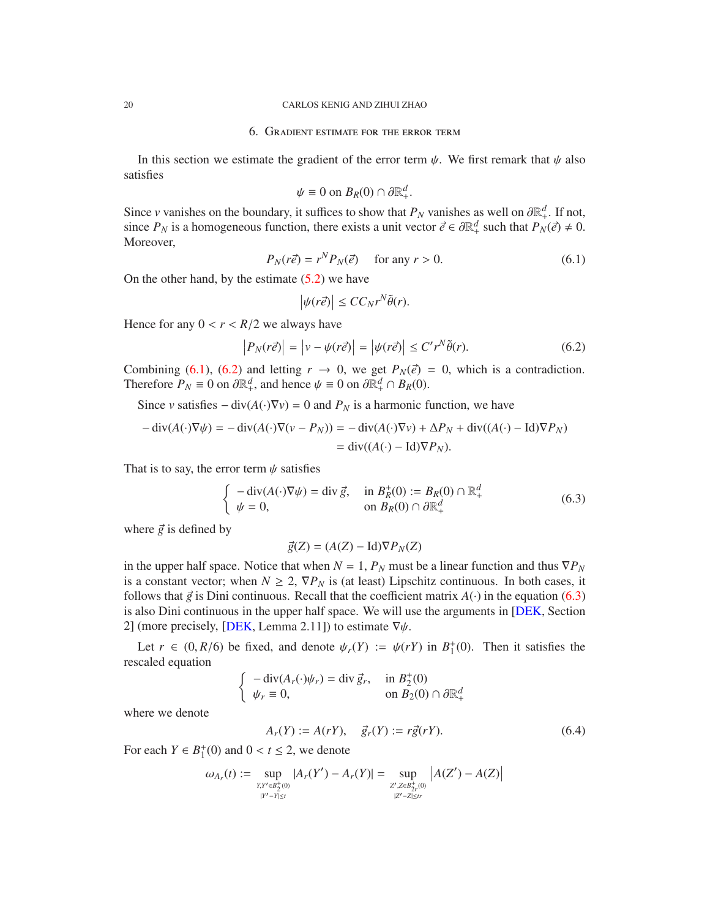## 6. Gradient estimate for the error term

In this section we estimate the gradient of the error term $\psi$. We first remark that $\psi$ also satisfies

$$\psi \equiv 0 \text{ on } B_R(0) \cap \partial\mathbb{R}^d_+.$$

Since $v$ vanishes on the boundary, it suffices to show that $P_N$ vanishes as well on $\partial\mathbb{R}^d_+$. If not, since $P_N$ is a homogeneous function, there exists a unit vector $\vec{e} \in \partial\mathbb{R}^d_+$ such that $P_N(\vec{e}) \neq 0$. Moreover,

$$P_N(r\vec{e}) = r^N P_N(\vec{e}) \quad \text{ for any } r > 0. \tag{6.1}$$

On the other hand, by the estimate (5.2) we have

$$\left|\psi(r\vec{e})\right| \leq CC_N r^N \tilde{\theta}(r).$$

Hence for any $0 < r < R/2$ we always have

$$\left|P_N(r\vec{e})\right| = \left|v - \psi(r\vec{e})\right| = \left|\psi(r\vec{e})\right| \leq C' r^N \tilde{\theta}(r). \tag{6.2}$$

Combining (6.1), (6.2) and letting $r \to 0$, we get $P_N(\vec{e}) = 0$, which is a contradiction. Therefore $P_N \equiv 0$ on $\partial\mathbb{R}^d_+$, and hence $\psi \equiv 0$ on $\partial\mathbb{R}^d_+ \cap B_R(0)$.

Since $v$ satisfies $-\operatorname{div}(A(\cdot)\nabla v) = 0$ and $P_N$ is a harmonic function, we have

$$\begin{aligned}
-\operatorname{div}(A(\cdot)\nabla\psi) = -\operatorname{div}(A(\cdot)\nabla(v - P_N)) &= -\operatorname{div}(A(\cdot)\nabla v) + \Delta P_N + \operatorname{div}((A(\cdot) - \mathrm{Id})\nabla P_N) \\
&= \operatorname{div}((A(\cdot) - \mathrm{Id})\nabla P_N).
\end{aligned}$$

That is to say, the error term $\psi$ satisfies

$$\begin{cases} -\operatorname{div}(A(\cdot)\nabla\psi) = \operatorname{div}\vec{g}, & \text{in } B_R^+(0) := B_R(0) \cap \mathbb{R}^d_+ \\ \psi = 0, & \text{on } B_R(0) \cap \partial\mathbb{R}^d_+ \end{cases} \tag{6.3}$$

where $\vec{g}$ is defined by

$$\vec{g}(Z) = (A(Z) - \mathrm{Id})\nabla P_N(Z)$$

in the upper half space. Notice that when $N = 1$, $P_N$ must be a linear function and thus $\nabla P_N$ is a constant vector; when $N \geq 2$, $\nabla P_N$ is (at least) Lipschitz continuous. In both cases, it follows that $\vec{g}$ is Dini continuous. Recall that the coefficient matrix $A(\cdot)$ in the equation (6.3) is also Dini continuous in the upper half space. We will use the arguments in [DEK, Section 2] (more precisely, [DEK, Lemma 2.11]) to estimate $\nabla\psi$.

Let $r \in (0, R/6)$ be fixed, and denote $\psi_r(Y) := \psi(rY)$ in $B_1^+(0)$. Then it satisfies the rescaled equation

$$\begin{cases} -\operatorname{div}(A_r(\cdot)\psi_r) = \operatorname{div}\vec{g}_r, & \text{in } B_2^+(0) \\ \psi_r \equiv 0, & \text{on } B_2(0) \cap \partial\mathbb{R}^d_+ \end{cases}$$

where we denote

$$A_r(Y) := A(rY), \quad \vec{g}_r(Y) := r\vec{g}(rY). \tag{6.4}$$

For each $Y \in B_1^+(0)$ and $0 < t \leq 2$, we denote

$$\omega_{A_r}(t) := \sup_{\substack{Y, Y' \in B_2^+(0) \\ |Y' - Y| \leq t}} |A_r(Y') - A_r(Y)| = \sup_{\substack{Z', Z \in B_{2r}^+(0) \\ |Z' - Z| \leq tr}} \left|A(Z') - A(Z)\right|$$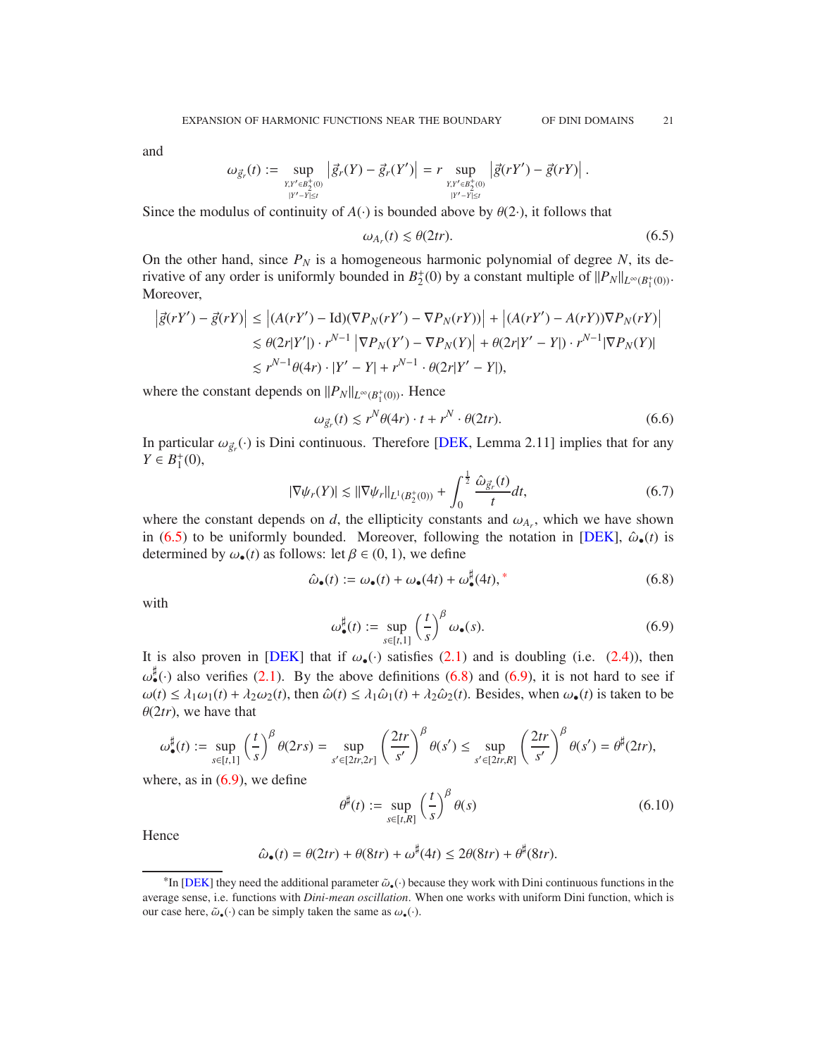and

$$\omega_{\vec{g}_r}(t) := \sup_{\substack{Y,Y'\in B_2^+(0)\\ |Y'-Y|\le t}} \left|\vec{g}_r(Y) - \vec{g}_r(Y')\right| = r \sup_{\substack{Y,Y'\in B_2^+(0)\\ |Y'-Y|\le t}} \left|\vec{g}(rY') - \vec{g}(rY)\right|.$$

Since the modulus of continuity of $A(\cdot)$ is bounded above by $\theta(2\cdot)$, it follows that

$$\omega_{A_r}(t) \lesssim \theta(2tr). \tag{6.5}$$

On the other hand, since $P_N$ is a homogeneous harmonic polynomial of degree $N$, its derivative of any order is uniformly bounded in $B_2^+(0)$ by a constant multiple of $\|P_N\|_{L^\infty(B_1^+(0))}$. Moreover,

$$\begin{aligned}
\left|\vec{g}(rY') - \vec{g}(rY)\right| &\le \left|(A(rY') - \mathrm{Id})(\nabla P_N(rY') - \nabla P_N(rY))\right| + \left|(A(rY') - A(rY))\nabla P_N(rY)\right| \\
&\lesssim \theta(2r|Y'|)\cdot r^{N-1}\left|\nabla P_N(Y') - \nabla P_N(Y)\right| + \theta(2r|Y'-Y|)\cdot r^{N-1}|\nabla P_N(Y)| \\
&\lesssim r^{N-1}\theta(4r)\cdot|Y'-Y| + r^{N-1}\cdot\theta(2r|Y'-Y|),
\end{aligned}$$

where the constant depends on $\|P_N\|_{L^\infty(B_1^+(0))}$. Hence

$$\omega_{\vec{g}_r}(t) \lesssim r^N\theta(4r)\cdot t + r^N\cdot\theta(2tr). \tag{6.6}$$

In particular $\omega_{\vec{g}_r}(\cdot)$ is Dini continuous. Therefore [DEK, Lemma 2.11] implies that for any $Y\in B_1^+(0)$,

$$|\nabla\psi_r(Y)| \lesssim \|\nabla\psi_r\|_{L^1(B_2^+(0))} + \int_0^{\frac12}\frac{\hat{\omega}_{\vec{g}_r}(t)}{t}dt, \tag{6.7}$$

where the constant depends on $d$, the ellipticity constants and $\omega_{A_r}$, which we have shown in (6.5) to be uniformly bounded. Moreover, following the notation in [DEK], $\hat{\omega}_\bullet(t)$ is determined by $\omega_\bullet(t)$ as follows: let $\beta\in(0,1)$, we define

$$\hat{\omega}_\bullet(t) := \omega_\bullet(t) + \omega_\bullet(4t) + \omega_\bullet^\sharp(4t), \text{*} \tag{6.8}$$

with

$$\omega_\bullet^\sharp(t) := \sup_{s\in[t,1]}\left(\frac{t}{s}\right)^\beta\omega_\bullet(s). \tag{6.9}$$

It is also proven in [DEK] that if $\omega_\bullet(\cdot)$ satisfies (2.1) and is doubling (i.e. (2.4)), then $\omega_\bullet^\sharp(\cdot)$ also verifies (2.1). By the above definitions (6.8) and (6.9), it is not hard to see if $\omega(t)\le\lambda_1\omega_1(t)+\lambda_2\omega_2(t)$, then $\hat{\omega}(t)\le\lambda_1\hat{\omega}_1(t)+\lambda_2\hat{\omega}_2(t)$. Besides, when $\omega_\bullet(t)$ is taken to be $\theta(2tr)$, we have that

$$\omega_\bullet^\sharp(t) := \sup_{s\in[t,1]}\left(\frac{t}{s}\right)^\beta\theta(2rs) = \sup_{s'\in[2tr,2r]}\left(\frac{2tr}{s'}\right)^\beta\theta(s') \le \sup_{s'\in[2tr,R]}\left(\frac{2tr}{s'}\right)^\beta\theta(s') = \theta^\sharp(2tr),$$

where, as in (6.9), we define

$$\theta^\sharp(t) := \sup_{s\in[t,R]}\left(\frac{t}{s}\right)^\beta\theta(s) \tag{6.10}$$

Hence

$$\hat{\omega}_\bullet(t) = \theta(2tr) + \theta(8tr) + \omega^\sharp(4t) \le 2\theta(8tr) + \theta^\sharp(8tr).$$

---

*In [DEK] they need the additional parameter $\tilde{\omega}_\bullet(\cdot)$ because they work with Dini continuous functions in the average sense, i.e. functions with *Dini-mean oscillation*. When one works with uniform Dini function, which is our case here, $\tilde{\omega}_\bullet(\cdot)$ can be simply taken the same as $\omega_\bullet(\cdot)$.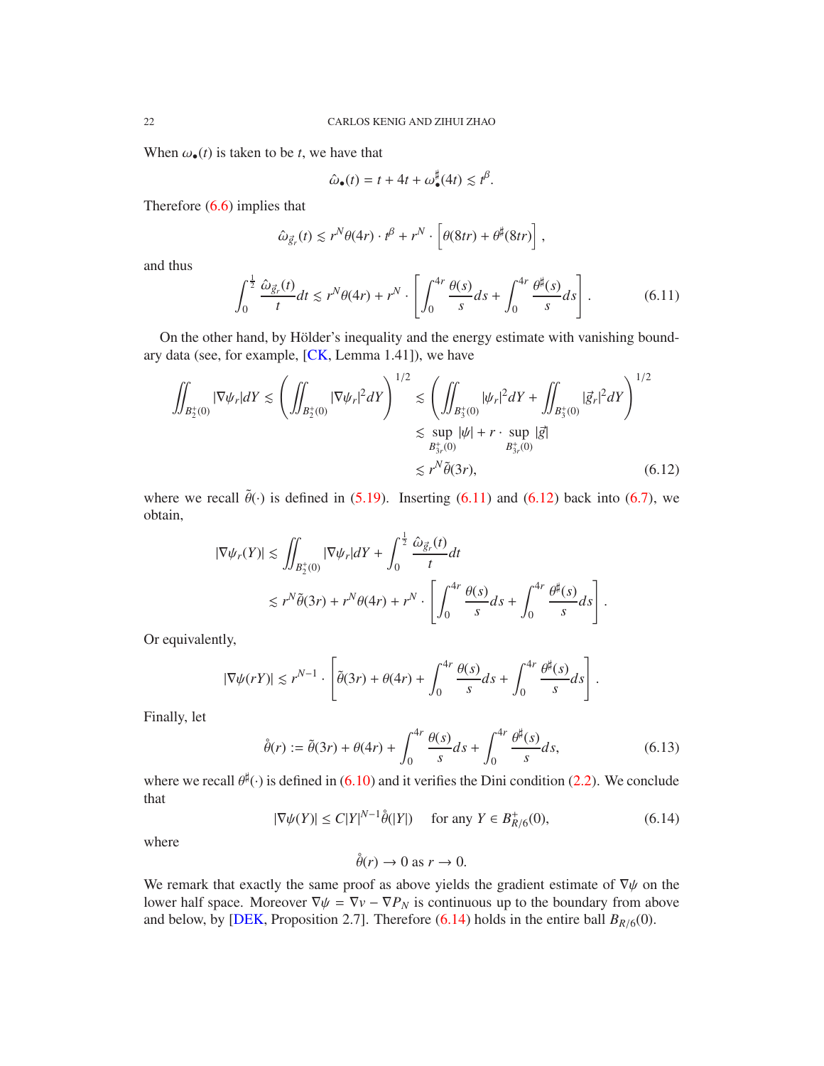When $\omega_\bullet(t)$ is taken to be $t$, we have that

$$\hat{\omega}_\bullet(t) = t + 4t + \omega_\bullet^\sharp(4t) \lesssim t^\beta.$$

Therefore (6.6) implies that

$$\hat{\omega}_{\vec{g}_r}(t) \lesssim r^N \theta(4r) \cdot t^\beta + r^N \cdot \left[\theta(8tr) + \theta^\sharp(8tr)\right],$$

and thus

$$\int_0^{\frac{1}{2}} \frac{\hat{\omega}_{\vec{g}_r}(t)}{t} dt \lesssim r^N \theta(4r) + r^N \cdot \left[\int_0^{4r} \frac{\theta(s)}{s} ds + \int_0^{4r} \frac{\theta^\sharp(s)}{s} ds\right]. \tag{6.11}$$

On the other hand, by Hölder's inequality and the energy estimate with vanishing boundary data (see, for example, [CK, Lemma 1.41]), we have

$$\begin{aligned}
\iint_{B_2^+(0)} |\nabla \psi_r| dY \lesssim \left(\iint_{B_2^+(0)} |\nabla \psi_r|^2 dY\right)^{1/2} &\lesssim \left(\iint_{B_3^+(0)} |\psi_r|^2 dY + \iint_{B_3^+(0)} |\vec{g}_r|^2 dY\right)^{1/2} \\
&\lesssim \sup_{B_{3r}^+(0)} |\psi| + r \cdot \sup_{B_{3r}^+(0)} |\vec{g}| \\
&\lesssim r^N \tilde{\theta}(3r),
\end{aligned} \tag{6.12}$$

where we recall $\tilde{\theta}(\cdot)$ is defined in (5.19). Inserting (6.11) and (6.12) back into (6.7), we obtain,

$$\begin{aligned}
|\nabla \psi_r(Y)| &\lesssim \iint_{B_2^+(0)} |\nabla \psi_r| dY + \int_0^{\frac{1}{2}} \frac{\hat{\omega}_{\vec{g}_r}(t)}{t} dt \\
&\lesssim r^N \tilde{\theta}(3r) + r^N \theta(4r) + r^N \cdot \left[\int_0^{4r} \frac{\theta(s)}{s} ds + \int_0^{4r} \frac{\theta^\sharp(s)}{s} ds\right].
\end{aligned}$$

Or equivalently,

$$|\nabla \psi(rY)| \lesssim r^{N-1} \cdot \left[\tilde{\theta}(3r) + \theta(4r) + \int_0^{4r} \frac{\theta(s)}{s} ds + \int_0^{4r} \frac{\theta^\sharp(s)}{s} ds\right].$$

Finally, let

$$\mathring{\theta}(r) := \tilde{\theta}(3r) + \theta(4r) + \int_0^{4r} \frac{\theta(s)}{s} ds + \int_0^{4r} \frac{\theta^\sharp(s)}{s} ds, \tag{6.13}$$

where we recall $\theta^\sharp(\cdot)$ is defined in (6.10) and it verifies the Dini condition (2.2). We conclude that

$$|\nabla \psi(Y)| \leq C|Y|^{N-1} \mathring{\theta}(|Y|) \quad \text{ for any } Y \in B_{R/6}^+(0), \tag{6.14}$$

where

$$\mathring{\theta}(r) \to 0 \text{ as } r \to 0.$$

We remark that exactly the same proof as above yields the gradient estimate of $\nabla \psi$ on the lower half space. Moreover $\nabla \psi = \nabla v - \nabla P_N$ is continuous up to the boundary from above and below, by [DEK, Proposition 2.7]. Therefore (6.14) holds in the entire ball $B_{R/6}(0)$.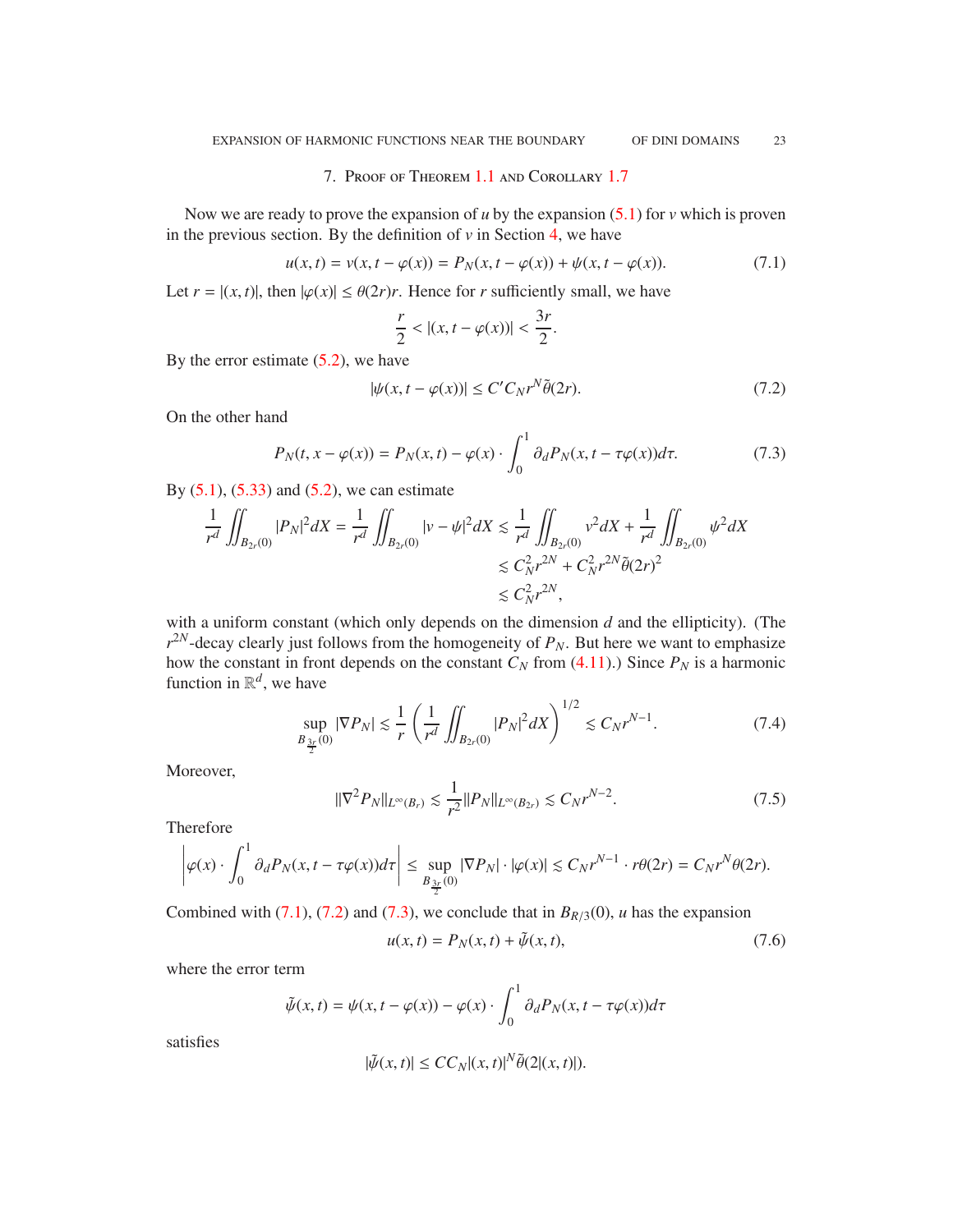## 7. Proof of Theorem 1.1 and Corollary 1.7

Now we are ready to prove the expansion of $u$ by the expansion (5.1) for $v$ which is proven in the previous section. By the definition of $v$ in Section 4, we have

$$u(x,t) = v(x, t-\varphi(x)) = P_N(x, t-\varphi(x)) + \psi(x, t-\varphi(x)). \tag{7.1}$$

Let $r = |(x,t)|$, then $|\varphi(x)| \le \theta(2r)r$. Hence for $r$ sufficiently small, we have

$$\frac{r}{2} < |(x, t-\varphi(x))| < \frac{3r}{2}.$$

By the error estimate (5.2), we have

$$|\psi(x, t-\varphi(x))| \le C' C_N r^N \tilde{\theta}(2r). \tag{7.2}$$

On the other hand

$$P_N(t, x-\varphi(x)) = P_N(x,t) - \varphi(x) \cdot \int_0^1 \partial_d P_N(x, t-\tau\varphi(x)) d\tau. \tag{7.3}$$

By (5.1), (5.33) and (5.2), we can estimate

$$\begin{aligned}
\frac{1}{r^d} \iint_{B_{2r}(0)} |P_N|^2 dX = \frac{1}{r^d} \iint_{B_{2r}(0)} |v-\psi|^2 dX &\lesssim \frac{1}{r^d} \iint_{B_{2r}(0)} v^2 dX + \frac{1}{r^d} \iint_{B_{2r}(0)} \psi^2 dX \\
&\lesssim C_N^2 r^{2N} + C_N^2 r^{2N} \tilde{\theta}(2r)^2 \\
&\lesssim C_N^2 r^{2N},
\end{aligned}$$

with a uniform constant (which only depends on the dimension $d$ and the ellipticity). (The $r^{2N}$-decay clearly just follows from the homogeneity of $P_N$. But here we want to emphasize how the constant in front depends on the constant $C_N$ from (4.11).) Since $P_N$ is a harmonic function in $\mathbb{R}^d$, we have

$$\sup_{B_{\frac{3r}{2}}(0)} |\nabla P_N| \lesssim \frac{1}{r} \left( \frac{1}{r^d} \iint_{B_{2r}(0)} |P_N|^2 dX \right)^{1/2} \lesssim C_N r^{N-1}. \tag{7.4}$$

Moreover,

$$\|\nabla^2 P_N\|_{L^\infty(B_r)} \lesssim \frac{1}{r^2} \|P_N\|_{L^\infty(B_{2r})} \lesssim C_N r^{N-2}. \tag{7.5}$$

Therefore

$$\left| \varphi(x) \cdot \int_0^1 \partial_d P_N(x, t-\tau\varphi(x)) d\tau \right| \le \sup_{B_{\frac{3r}{2}}(0)} |\nabla P_N| \cdot |\varphi(x)| \lesssim C_N r^{N-1} \cdot r\theta(2r) = C_N r^N \theta(2r).$$

Combined with (7.1), (7.2) and (7.3), we conclude that in $B_{R/3}(0)$, $u$ has the expansion

$$u(x,t) = P_N(x,t) + \tilde{\psi}(x,t), \tag{7.6}$$

where the error term

$$\tilde{\psi}(x,t) = \psi(x, t-\varphi(x)) - \varphi(x) \cdot \int_0^1 \partial_d P_N(x, t-\tau\varphi(x)) d\tau$$

satisfies

$$|\tilde{\psi}(x,t)| \le C C_N |(x,t)|^N \tilde{\theta}(2|(x,t)|).$$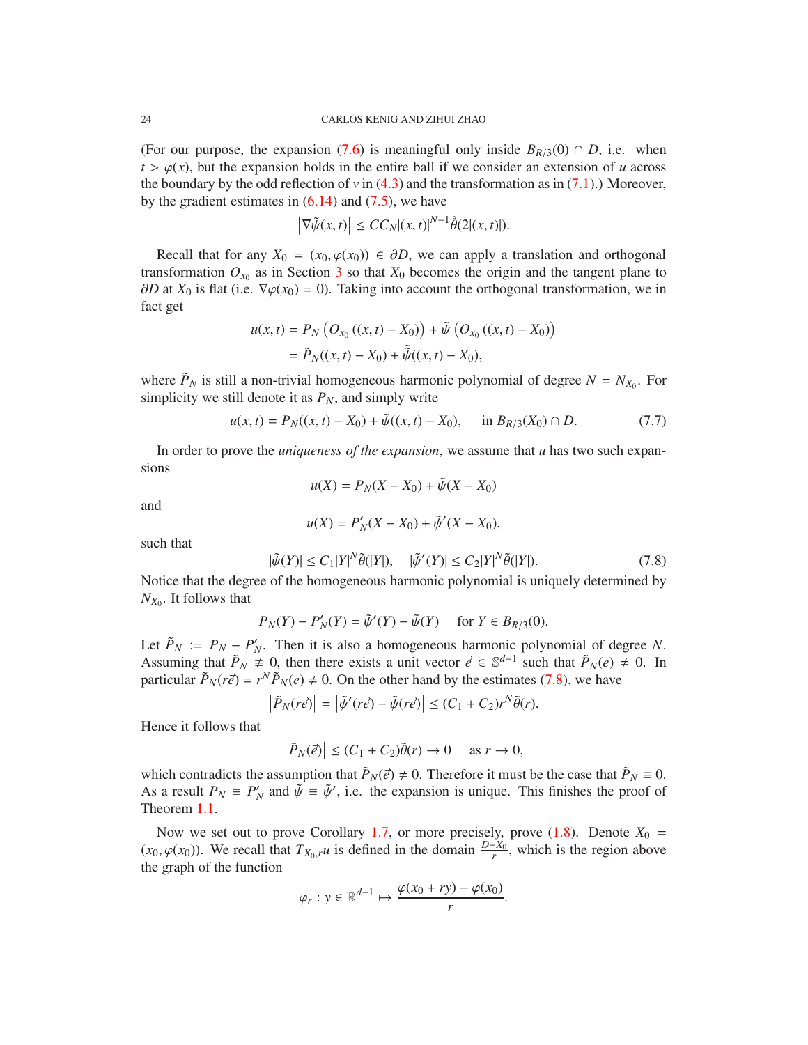(For our purpose, the expansion (7.6) is meaningful only inside $B_{R/3}(0) \cap D$, i.e. when $t > \varphi(x)$, but the expansion holds in the entire ball if we consider an extension of $u$ across the boundary by the odd reflection of $v$ in (4.3) and the transformation as in (7.1).) Moreover, by the gradient estimates in (6.14) and (7.5), we have

$$\left|\nabla\tilde{\psi}(x,t)\right| \leq CC_N|(x,t)|^{N-1}\mathring{\theta}(2|(x,t)|).$$

Recall that for any $X_0 = (x_0, \varphi(x_0)) \in \partial D$, we can apply a translation and orthogonal transformation $O_{x_0}$ as in Section 3 so that $X_0$ becomes the origin and the tangent plane to $\partial D$ at $X_0$ is flat (i.e. $\nabla\varphi(x_0) = 0$). Taking into account the orthogonal transformation, we in fact get

$$\begin{aligned} u(x,t) &= P_N\left(O_{x_0}\left((x,t) - X_0\right)\right) + \tilde{\psi}\left(O_{x_0}\left((x,t) - X_0\right)\right) \\ &= \tilde{P}_N((x,t) - X_0) + \tilde{\tilde{\psi}}((x,t) - X_0), \end{aligned}$$

where $\tilde{P}_N$ is still a non-trivial homogeneous harmonic polynomial of degree $N = N_{X_0}$. For simplicity we still denote it as $P_N$, and simply write

$$u(x,t) = P_N((x,t) - X_0) + \tilde{\psi}((x,t) - X_0), \quad \text{ in } B_{R/3}(X_0) \cap D. \tag{7.7}$$

In order to prove the *uniqueness of the expansion*, we assume that $u$ has two such expansions

$$u(X) = P_N(X - X_0) + \tilde{\psi}(X - X_0)$$

and

$$u(X) = P'_N(X - X_0) + \tilde{\psi}'(X - X_0),$$

such that

$$|\tilde{\psi}(Y)| \leq C_1|Y|^N\tilde{\theta}(|Y|), \quad |\tilde{\psi}'(Y)| \leq C_2|Y|^N\tilde{\theta}(|Y|). \tag{7.8}$$

Notice that the degree of the homogeneous harmonic polynomial is uniquely determined by $N_{X_0}$. It follows that

$$P_N(Y) - P'_N(Y) = \tilde{\psi}'(Y) - \tilde{\psi}(Y) \quad \text{ for } Y \in B_{R/3}(0).$$

Let $\tilde{P}_N := P_N - P'_N$. Then it is also a homogeneous harmonic polynomial of degree $N$. Assuming that $\tilde{P}_N \not\equiv 0$, then there exists a unit vector $\vec{e} \in \mathbb{S}^{d-1}$ such that $\tilde{P}_N(e) \neq 0$. In particular $\tilde{P}_N(r\vec{e}) = r^N\tilde{P}_N(e) \neq 0$. On the other hand by the estimates (7.8), we have

$$\left|\tilde{P}_N(r\vec{e})\right| = \left|\tilde{\psi}'(r\vec{e}) - \tilde{\psi}(r\vec{e})\right| \leq (C_1 + C_2)r^N\tilde{\theta}(r).$$

Hence it follows that

$$\left|\tilde{P}_N(\vec{e})\right| \leq (C_1 + C_2)\tilde{\theta}(r) \to 0 \quad \text{ as } r \to 0,$$

which contradicts the assumption that $\tilde{P}_N(\vec{e}) \neq 0$. Therefore it must be the case that $\tilde{P}_N \equiv 0$. As a result $P_N \equiv P'_N$ and $\tilde{\psi} \equiv \tilde{\psi}'$, i.e. the expansion is unique. This finishes the proof of Theorem 1.1.

Now we set out to prove Corollary 1.7, or more precisely, prove (1.8). Denote $X_0 = (x_0, \varphi(x_0))$. We recall that $T_{X_0,r}u$ is defined in the domain $\frac{D-X_0}{r}$, which is the region above the graph of the function

$$\varphi_r : y \in \mathbb{R}^{d-1} \mapsto \frac{\varphi(x_0 + ry) - \varphi(x_0)}{r}.$$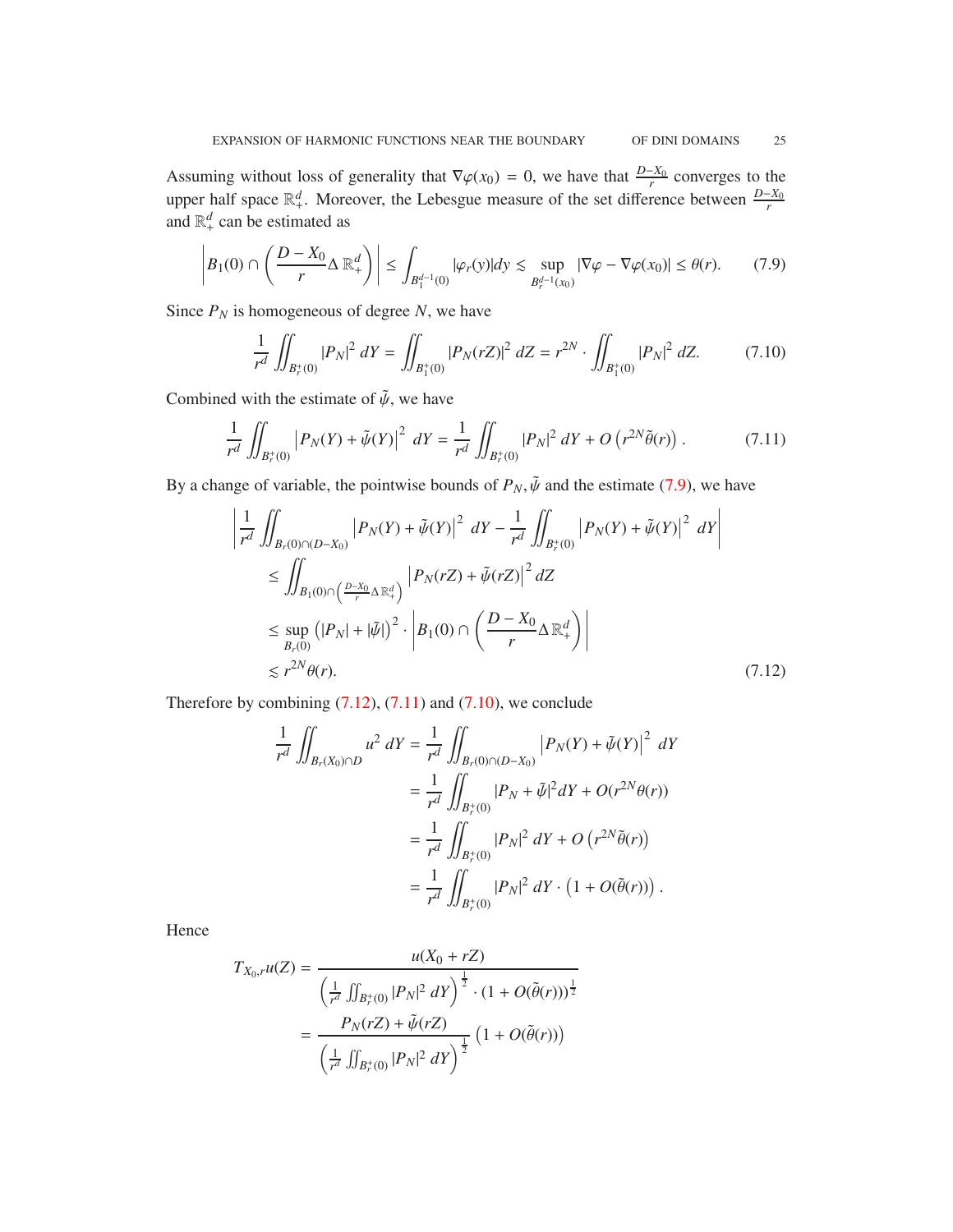Assuming without loss of generality that $\nabla\varphi(x_0) = 0$, we have that $\frac{D-X_0}{r}$ converges to the upper half space $\mathbb{R}^d_+$. Moreover, the Lebesgue measure of the set difference between $\frac{D-X_0}{r}$ and $\mathbb{R}^d_+$ can be estimated as

$$\left| B_1(0) \cap \left( \frac{D-X_0}{r} \Delta \, \mathbb{R}^d_+ \right) \right| \le \int_{B_1^{d-1}(0)} |\varphi_r(y)| dy \lesssim \sup_{B_r^{d-1}(x_0)} |\nabla\varphi - \nabla\varphi(x_0)| \le \theta(r). \tag{7.9}$$

Since $P_N$ is homogeneous of degree $N$, we have

$$\frac{1}{r^d} \iint_{B_r^+(0)} |P_N|^2 \, dY = \iint_{B_1^+(0)} |P_N(rZ)|^2 \, dZ = r^{2N} \cdot \iint_{B_1^+(0)} |P_N|^2 \, dZ. \tag{7.10}$$

Combined with the estimate of $\tilde{\psi}$, we have

$$\frac{1}{r^d} \iint_{B_r^+(0)} \left| P_N(Y) + \tilde{\psi}(Y) \right|^2 \, dY = \frac{1}{r^d} \iint_{B_r^+(0)} |P_N|^2 \, dY + O\left(r^{2N} \tilde{\theta}(r)\right). \tag{7.11}$$

By a change of variable, the pointwise bounds of $P_N, \tilde{\psi}$ and the estimate (7.9), we have

$$\begin{aligned}
&\left| \frac{1}{r^d} \iint_{B_r(0) \cap (D-X_0)} \left| P_N(Y) + \tilde{\psi}(Y) \right|^2 \, dY - \frac{1}{r^d} \iint_{B_r^+(0)} \left| P_N(Y) + \tilde{\psi}(Y) \right|^2 \, dY \right| \\
&\le \iint_{B_1(0) \cap \left( \frac{D-X_0}{r} \Delta \, \mathbb{R}^d_+ \right)} \left| P_N(rZ) + \tilde{\psi}(rZ) \right|^2 dZ \\
&\le \sup_{B_r(0)} \left( |P_N| + |\tilde{\psi}| \right)^2 \cdot \left| B_1(0) \cap \left( \frac{D-X_0}{r} \Delta \, \mathbb{R}^d_+ \right) \right| \\
&\lesssim r^{2N} \theta(r).
\end{aligned} \tag{7.12}$$

Therefore by combining (7.12), (7.11) and (7.10), we conclude

$$\begin{aligned}
\frac{1}{r^d} \iint_{B_r(X_0) \cap D} u^2 \, dY &= \frac{1}{r^d} \iint_{B_r(0) \cap (D-X_0)} \left| P_N(Y) + \tilde{\psi}(Y) \right|^2 \, dY \\
&= \frac{1}{r^d} \iint_{B_r^+(0)} |P_N + \tilde{\psi}|^2 dY + O(r^{2N} \theta(r)) \\
&= \frac{1}{r^d} \iint_{B_r^+(0)} |P_N|^2 \, dY + O\left(r^{2N} \tilde{\theta}(r)\right) \\
&= \frac{1}{r^d} \iint_{B_r^+(0)} |P_N|^2 \, dY \cdot \left(1 + O(\tilde{\theta}(r))\right).
\end{aligned}$$

Hence

$$\begin{aligned}
T_{X_0,r} u(Z) &= \frac{u(X_0 + rZ)}{\left( \frac{1}{r^d} \iint_{B_r^+(0)} |P_N|^2 \, dY \right)^{\frac{1}{2}} \cdot (1 + O(\tilde{\theta}(r)))^{\frac{1}{2}}} \\
&= \frac{P_N(rZ) + \tilde{\psi}(rZ)}{\left( \frac{1}{r^d} \iint_{B_r^+(0)} |P_N|^2 \, dY \right)^{\frac{1}{2}}} \left(1 + O(\tilde{\theta}(r))\right)
\end{aligned}$$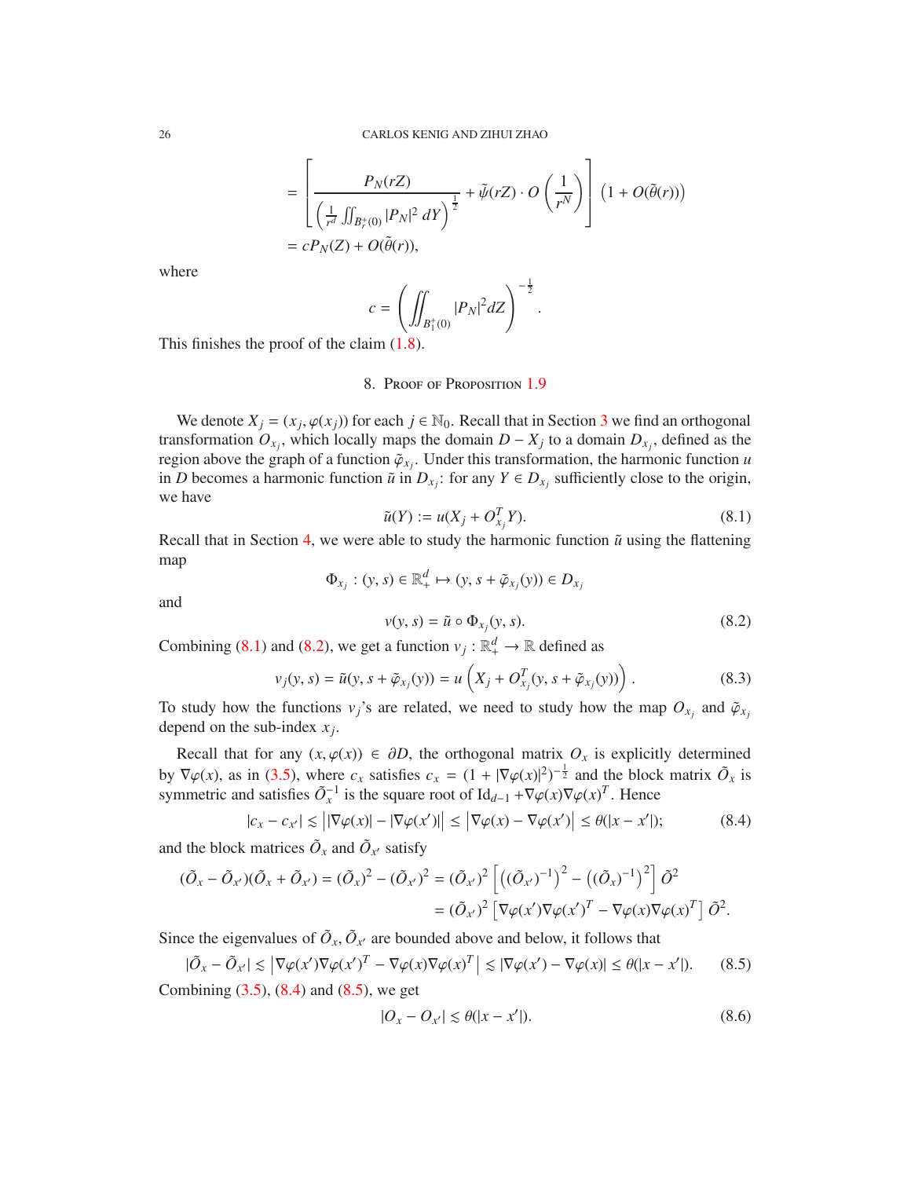$$= \left[ \frac{P_N(rZ)}{\left(\frac{1}{r^d}\iint_{B_r^+(0)} |P_N|^2\, dY\right)^{\frac{1}{2}}} + \tilde{\psi}(rZ)\cdot O\left(\frac{1}{r^N}\right)\right] \left(1 + O(\tilde{\theta}(r))\right)$$

$$= cP_N(Z) + O(\tilde{\theta}(r)),$$

where

$$c = \left(\iint_{B_1^+(0)} |P_N|^2 dZ\right)^{-\frac{1}{2}}.$$

This finishes the proof of the claim (1.8).

## 8. Proof of Proposition 1.9

We denote $X_j = (x_j, \varphi(x_j))$ for each $j \in \mathbb{N}_0$. Recall that in Section 3 we find an orthogonal transformation $O_{x_j}$, which locally maps the domain $D - X_j$ to a domain $D_{x_j}$, defined as the region above the graph of a function $\tilde{\varphi}_{x_j}$. Under this transformation, the harmonic function $u$ in $D$ becomes a harmonic function $\tilde{u}$ in $D_{x_j}$: for any $Y \in D_{x_j}$ sufficiently close to the origin, we have

$$\tilde{u}(Y) := u(X_j + O_{x_j}^T Y). \tag{8.1}$$

Recall that in Section 4, we were able to study the harmonic function $\tilde{u}$ using the flattening map

$$\Phi_{x_j} : (y, s) \in \mathbb{R}^d_+ \mapsto (y, s + \tilde{\varphi}_{x_j}(y)) \in D_{x_j}$$

and

$$v(y, s) = \tilde{u} \circ \Phi_{x_j}(y, s). \tag{8.2}$$

Combining (8.1) and (8.2), we get a function $v_j : \mathbb{R}^d_+ \to \mathbb{R}$ defined as

$$v_j(y, s) = \tilde{u}(y, s + \tilde{\varphi}_{x_j}(y)) = u\left(X_j + O_{x_j}^T(y, s + \tilde{\varphi}_{x_j}(y))\right). \tag{8.3}$$

To study how the functions $v_j$'s are related, we need to study how the map $O_{x_j}$ and $\tilde{\varphi}_{x_j}$ depend on the sub-index $x_j$.

Recall that for any $(x, \varphi(x)) \in \partial D$, the orthogonal matrix $O_x$ is explicitly determined by $\nabla\varphi(x)$, as in (3.5), where $c_x$ satisfies $c_x = (1 + |\nabla\varphi(x)|^2)^{-\frac{1}{2}}$ and the block matrix $\tilde{O}_x$ is symmetric and satisfies $\tilde{O}_x^{-1}$ is the square root of $\mathrm{Id}_{d-1} + \nabla\varphi(x)\nabla\varphi(x)^T$. Hence

$$|c_x - c_{x'}| \lesssim \left||\nabla\varphi(x)| - |\nabla\varphi(x')|\right| \leq \left|\nabla\varphi(x) - \nabla\varphi(x')\right| \leq \theta(|x - x'|); \tag{8.4}$$

and the block matrices $\tilde{O}_x$ and $\tilde{O}_{x'}$ satisfy

$$(\tilde{O}_x - \tilde{O}_{x'})(\tilde{O}_x + \tilde{O}_{x'}) = (\tilde{O}_x)^2 - (\tilde{O}_{x'})^2 = (\tilde{O}_{x'})^2 \left[\left((\tilde{O}_{x'})^{-1}\right)^2 - \left((\tilde{O}_x)^{-1}\right)^2\right]\tilde{O}^2$$

$$= (\tilde{O}_{x'})^2 \left[\nabla\varphi(x')\nabla\varphi(x')^T - \nabla\varphi(x)\nabla\varphi(x)^T\right]\tilde{O}^2.$$

Since the eigenvalues of $\tilde{O}_x, \tilde{O}_{x'}$ are bounded above and below, it follows that

$$|\tilde{O}_x - \tilde{O}_{x'}| \lesssim \left|\nabla\varphi(x')\nabla\varphi(x')^T - \nabla\varphi(x)\nabla\varphi(x)^T\right| \lesssim |\nabla\varphi(x') - \nabla\varphi(x)| \leq \theta(|x - x'|). \tag{8.5}$$

Combining (3.5), (8.4) and (8.5), we get

$$|O_x - O_{x'}| \lesssim \theta(|x - x'|). \tag{8.6}$$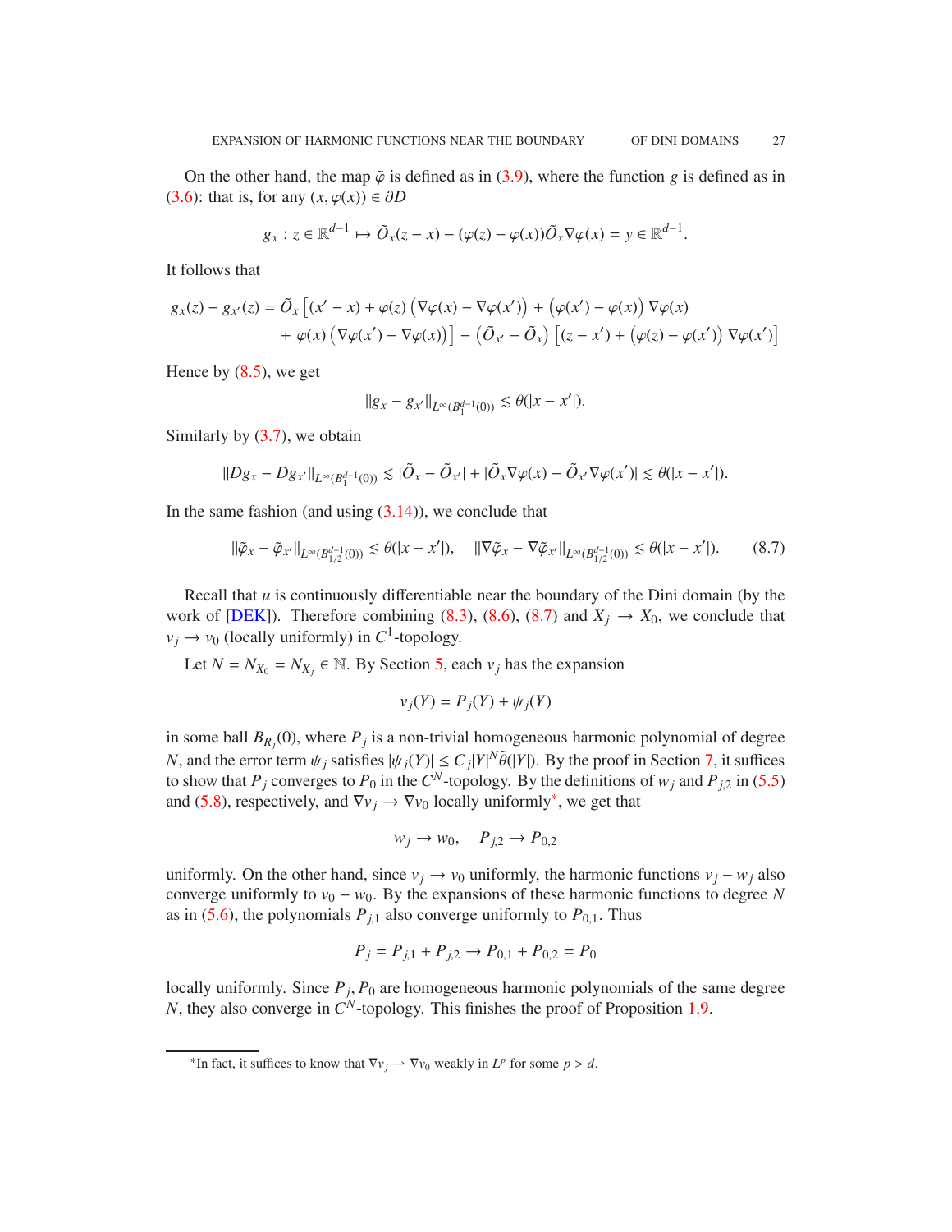On the other hand, the map $\tilde{\varphi}$ is defined as in (3.9), where the function $g$ is defined as in (3.6): that is, for any $(x, \varphi(x)) \in \partial D$

$$
g_x : z \in \mathbb{R}^{d-1} \mapsto \tilde{O}_x(z - x) - (\varphi(z) - \varphi(x))\tilde{O}_x \nabla\varphi(x) = y \in \mathbb{R}^{d-1}.
$$

It follows that

$$
\begin{aligned}
g_x(z) - g_{x'}(z) = \tilde{O}_x \big[ (x' - x) + \varphi(z) \left( \nabla\varphi(x) - \nabla\varphi(x') \right) + \left( \varphi(x') - \varphi(x) \right) \nabla\varphi(x) \\
+ \varphi(x) \left( \nabla\varphi(x') - \nabla\varphi(x) \right) \big] - \left( \tilde{O}_{x'} - \tilde{O}_x \right) \left[ (z - x') + \left( \varphi(z) - \varphi(x') \right) \nabla\varphi(x') \right]
\end{aligned}
$$

Hence by (8.5), we get

$$
\|g_x - g_{x'}\|_{L^\infty(B_1^{d-1}(0))} \lesssim \theta(|x - x'|).
$$

Similarly by (3.7), we obtain

$$
\|Dg_x - Dg_{x'}\|_{L^\infty(B_1^{d-1}(0))} \lesssim |\tilde{O}_x - \tilde{O}_{x'}| + |\tilde{O}_x \nabla\varphi(x) - \tilde{O}_{x'} \nabla\varphi(x')| \lesssim \theta(|x - x'|).
$$

In the same fashion (and using (3.14)), we conclude that

$$
\|\tilde{\varphi}_x - \tilde{\varphi}_{x'}\|_{L^\infty(B_{1/2}^{d-1}(0))} \lesssim \theta(|x - x'|), \quad \|\nabla\tilde{\varphi}_x - \nabla\tilde{\varphi}_{x'}\|_{L^\infty(B_{1/2}^{d-1}(0))} \lesssim \theta(|x - x'|). \tag{8.7}
$$

Recall that $u$ is continuously differentiable near the boundary of the Dini domain (by the work of [DEK]). Therefore combining (8.3), (8.6), (8.7) and $X_j \to X_0$, we conclude that $v_j \to v_0$ (locally uniformly) in $C^1$-topology.

Let $N = N_{X_0} = N_{X_j} \in \mathbb{N}$. By Section 5, each $v_j$ has the expansion

$$
v_j(Y) = P_j(Y) + \psi_j(Y)
$$

in some ball $B_{R_j}(0)$, where $P_j$ is a non-trivial homogeneous harmonic polynomial of degree $N$, and the error term $\psi_j$ satisfies $|\psi_j(Y)| \le C_j |Y|^N \tilde{\theta}(|Y|)$. By the proof in Section 7, it suffices to show that $P_j$ converges to $P_0$ in the $C^N$-topology. By the definitions of $w_j$ and $P_{j,2}$ in (5.5) and (5.8), respectively, and $\nabla v_j \to \nabla v_0$ locally uniformly*, we get that

$$
w_j \to w_0, \quad P_{j,2} \to P_{0,2}
$$

uniformly. On the other hand, since $v_j \to v_0$ uniformly, the harmonic functions $v_j - w_j$ also converge uniformly to $v_0 - w_0$. By the expansions of these harmonic functions to degree $N$ as in (5.6), the polynomials $P_{j,1}$ also converge uniformly to $P_{0,1}$. Thus

$$
P_j = P_{j,1} + P_{j,2} \to P_{0,1} + P_{0,2} = P_0
$$

locally uniformly. Since $P_j, P_0$ are homogeneous harmonic polynomials of the same degree $N$, they also converge in $C^N$-topology. This finishes the proof of Proposition 1.9.

*In fact, it suffices to know that $\nabla v_j \rightharpoonup \nabla v_0$ weakly in $L^p$ for some $p > d$.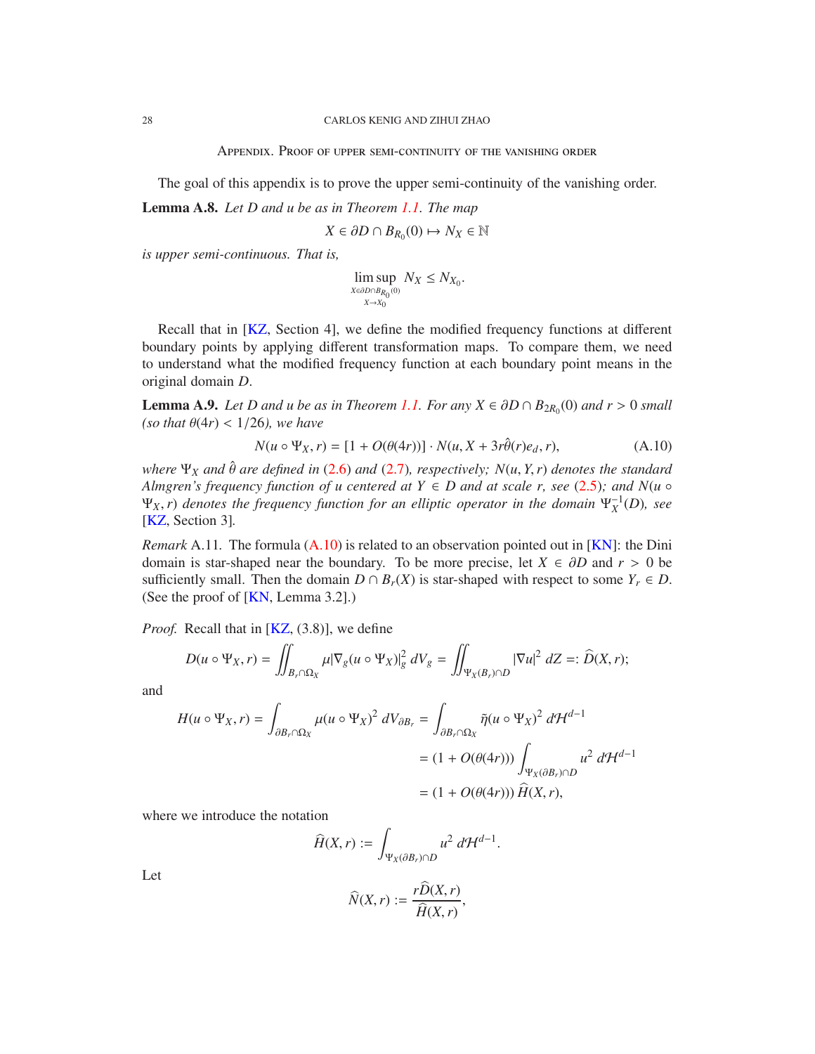## Appendix. Proof of upper semi-continuity of the vanishing order

The goal of this appendix is to prove the upper semi-continuity of the vanishing order.

**Lemma A.8.** *Let $D$ and $u$ be as in Theorem 1.1. The map*

$$X \in \partial D \cap B_{R_0}(0) \mapsto N_X \in \mathbb{N}$$

*is upper semi-continuous. That is,*

$$\limsup_{\substack{X \in \partial D \cap B_{R_0}(0) \\ X \to X_0}} N_X \leq N_{X_0}.$$

Recall that in [KZ, Section 4], we define the modified frequency functions at different boundary points by applying different transformation maps. To compare them, we need to understand what the modified frequency function at each boundary point means in the original domain $D$.

**Lemma A.9.** *Let $D$ and $u$ be as in Theorem 1.1. For any $X \in \partial D \cap B_{2R_0}(0)$ and $r > 0$ small (so that $\theta(4r) < 1/26$), we have*

$$N(u \circ \Psi_X, r) = [1 + O(\theta(4r))] \cdot N(u, X + 3r\hat{\theta}(r)e_d, r), \tag{A.10}$$

*where $\Psi_X$ and $\hat{\theta}$ are defined in (2.6) and (2.7), respectively; $N(u, Y, r)$ denotes the standard Almgren's frequency function of $u$ centered at $Y \in D$ and at scale $r$, see (2.5); and $N(u \circ \Psi_X, r)$ denotes the frequency function for an elliptic operator in the domain $\Psi_X^{-1}(D)$, see* [KZ, Section 3].

*Remark* A.11. The formula (A.10) is related to an observation pointed out in [KN]: the Dini domain is star-shaped near the boundary. To be more precise, let $X \in \partial D$ and $r > 0$ be sufficiently small. Then the domain $D \cap B_r(X)$ is star-shaped with respect to some $Y_r \in D$. (See the proof of [KN, Lemma 3.2].)

*Proof.* Recall that in [KZ, (3.8)], we define

$$D(u \circ \Psi_X, r) = \iint_{B_r \cap \Omega_X} \mu |\nabla_g (u \circ \Psi_X)|_g^2 \, dV_g = \iint_{\Psi_X(B_r) \cap D} |\nabla u|^2 \, dZ =: \widehat{D}(X, r);$$

and

$$\begin{aligned} H(u \circ \Psi_X, r) = \int_{\partial B_r \cap \Omega_X} \mu (u \circ \Psi_X)^2 \, dV_{\partial B_r} &= \int_{\partial B_r \cap \Omega_X} \tilde{\eta} (u \circ \Psi_X)^2 \, d\mathcal{H}^{d-1} \\ &= (1 + O(\theta(4r))) \int_{\Psi_X(\partial B_r) \cap D} u^2 \, d\mathcal{H}^{d-1} \\ &= (1 + O(\theta(4r))) \, \widehat{H}(X, r), \end{aligned}$$

where we introduce the notation

$$\widehat{H}(X, r) := \int_{\Psi_X(\partial B_r) \cap D} u^2 \, d\mathcal{H}^{d-1}.$$

Let

$$\widehat{N}(X, r) := \frac{r \widehat{D}(X, r)}{\widehat{H}(X, r)},$$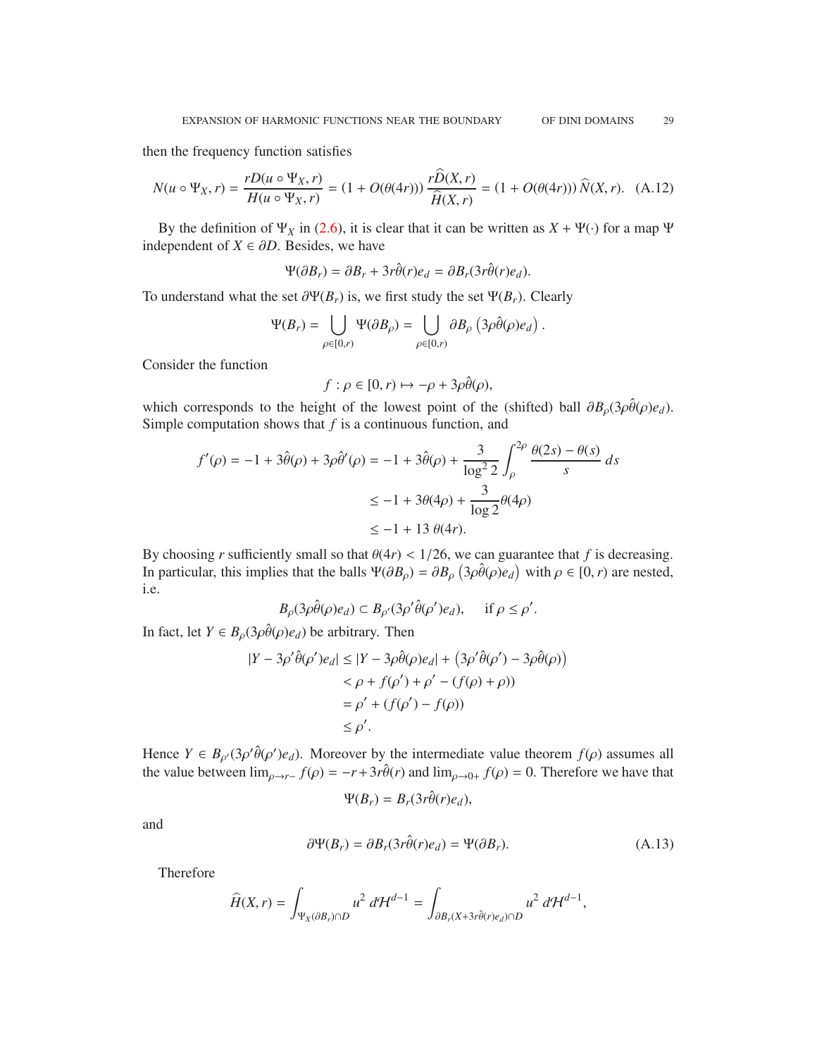then the frequency function satisfies

$$N(u \circ \Psi_X, r) = \frac{rD(u \circ \Psi_X, r)}{H(u \circ \Psi_X, r)} = (1 + O(\theta(4r)))\, \frac{r\widehat{D}(X, r)}{\widehat{H}(X, r)} = (1 + O(\theta(4r)))\, \widehat{N}(X, r). \quad \text{(A.12)}$$

By the definition of $\Psi_X$ in (2.6), it is clear that it can be written as $X + \Psi(\cdot)$ for a map $\Psi$ independent of $X \in \partial D$. Besides, we have

$$\Psi(\partial B_r) = \partial B_r + 3r\hat{\theta}(r)e_d = \partial B_r(3r\hat{\theta}(r)e_d).$$

To understand what the set $\partial\Psi(B_r)$ is, we first study the set $\Psi(B_r)$. Clearly

$$\Psi(B_r) = \bigcup_{\rho\in[0,r)} \Psi(\partial B_\rho) = \bigcup_{\rho\in[0,r)} \partial B_\rho\left(3\rho\hat{\theta}(\rho)e_d\right).$$

Consider the function

$$f : \rho \in [0, r) \mapsto -\rho + 3\rho\hat{\theta}(\rho),$$

which corresponds to the height of the lowest point of the (shifted) ball $\partial B_\rho(3\rho\hat{\theta}(\rho)e_d)$. Simple computation shows that $f$ is a continuous function, and

$$\begin{aligned}
f'(\rho) = -1 + 3\hat{\theta}(\rho) + 3\rho\hat{\theta}'(\rho) &= -1 + 3\hat{\theta}(\rho) + \frac{3}{\log^2 2}\int_\rho^{2\rho} \frac{\theta(2s) - \theta(s)}{s}\, ds \\
&\leq -1 + 3\theta(4\rho) + \frac{3}{\log 2}\theta(4\rho) \\
&\leq -1 + 13\, \theta(4r).
\end{aligned}$$

By choosing $r$ sufficiently small so that $\theta(4r) < 1/26$, we can guarantee that $f$ is decreasing. In particular, this implies that the balls $\Psi(\partial B_\rho) = \partial B_\rho\left(3\rho\hat{\theta}(\rho)e_d\right)$ with $\rho \in [0, r)$ are nested, i.e.

$$B_\rho(3\rho\hat{\theta}(\rho)e_d) \subset B_{\rho'}(3\rho'\hat{\theta}(\rho')e_d), \qquad \text{if } \rho \leq \rho'.$$

In fact, let $Y \in B_\rho(3\rho\hat{\theta}(\rho)e_d)$ be arbitrary. Then

$$\begin{aligned}
|Y - 3\rho'\hat{\theta}(\rho')e_d| &\leq |Y - 3\rho\hat{\theta}(\rho)e_d| + \left(3\rho'\hat{\theta}(\rho') - 3\rho\hat{\theta}(\rho)\right) \\
&< \rho + f(\rho') + \rho' - (f(\rho) + \rho) \\
&= \rho' + (f(\rho') - f(\rho)) \\
&\leq \rho'.
\end{aligned}$$

Hence $Y \in B_{\rho'}(3\rho'\hat{\theta}(\rho')e_d)$. Moreover by the intermediate value theorem $f(\rho)$ assumes all the value between $\lim_{\rho\to r-} f(\rho) = -r + 3r\hat{\theta}(r)$ and $\lim_{\rho\to 0+} f(\rho) = 0$. Therefore we have that

$$\Psi(B_r) = B_r(3r\hat{\theta}(r)e_d),$$

and

$$\partial\Psi(B_r) = \partial B_r(3r\hat{\theta}(r)e_d) = \Psi(\partial B_r). \quad \text{(A.13)}$$

Therefore

$$\widehat{H}(X, r) = \int_{\Psi_X(\partial B_r)\cap D} u^2\, d\mathcal{H}^{d-1} = \int_{\partial B_r(X+3r\hat{\theta}(r)e_d)\cap D} u^2\, d\mathcal{H}^{d-1},$$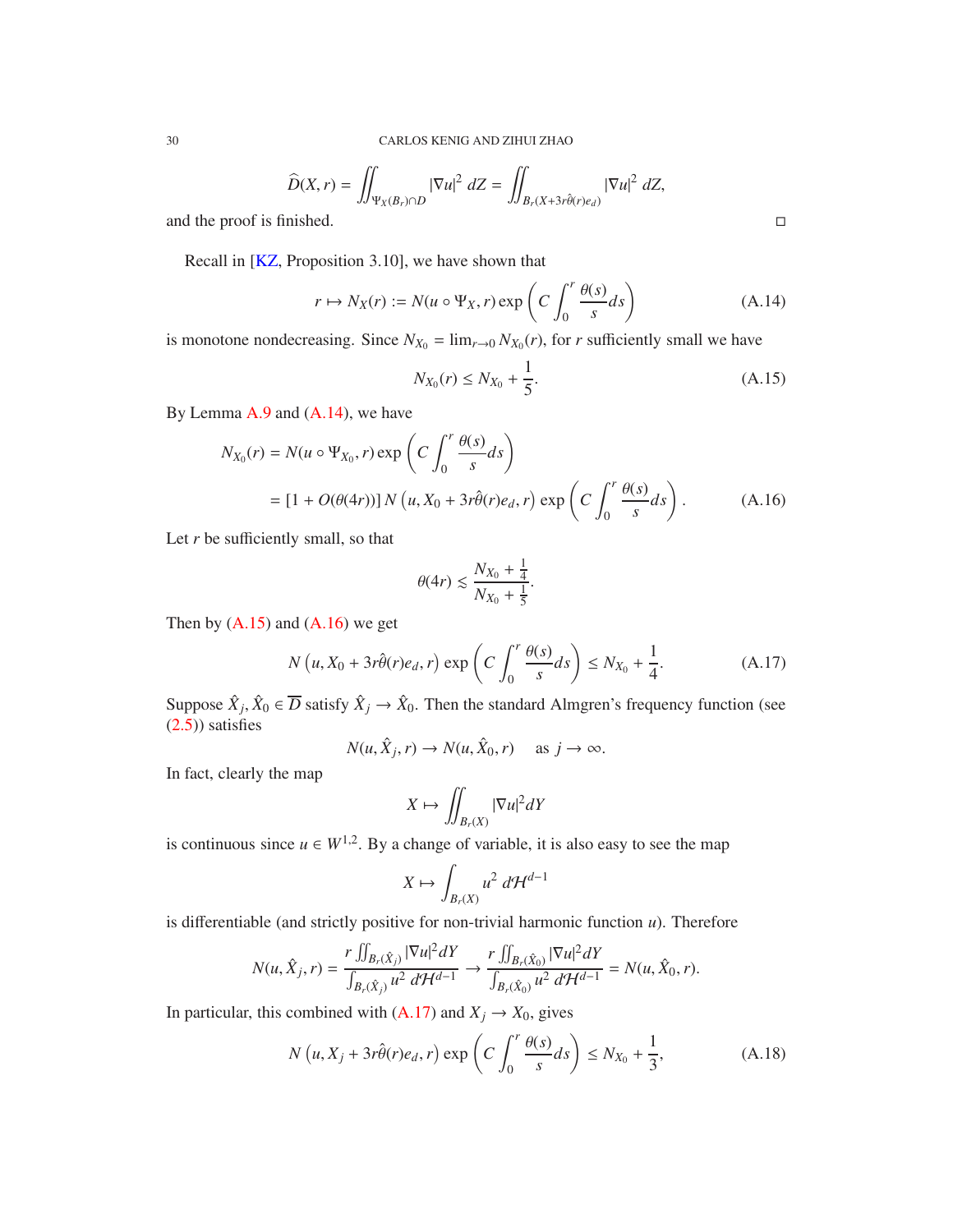$$\widehat{D}(X,r) = \iint_{\Psi_X(B_r)\cap D} |\nabla u|^2 \, dZ = \iint_{B_r(X+3r\hat{\theta}(r)e_d)} |\nabla u|^2 \, dZ,$$

and the proof is finished. □

Recall in [KZ, Proposition 3.10], we have shown that

$$r \mapsto N_X(r) := N(u \circ \Psi_X, r) \exp\left( C \int_0^r \frac{\theta(s)}{s} ds \right) \tag{A.14}$$

is monotone nondecreasing. Since $N_{X_0} = \lim_{r\to 0} N_{X_0}(r)$, for $r$ sufficiently small we have

$$N_{X_0}(r) \le N_{X_0} + \frac{1}{5}. \tag{A.15}$$

By Lemma A.9 and (A.14), we have

$$\begin{aligned} N_{X_0}(r) &= N(u \circ \Psi_{X_0}, r) \exp\left( C \int_0^r \frac{\theta(s)}{s} ds \right) \\ &= [1 + O(\theta(4r))] \, N\left(u, X_0 + 3r\hat{\theta}(r)e_d, r\right) \exp\left( C \int_0^r \frac{\theta(s)}{s} ds \right). \end{aligned} \tag{A.16}$$

Let $r$ be sufficiently small, so that

$$\theta(4r) \lesssim \frac{N_{X_0} + \frac{1}{4}}{N_{X_0} + \frac{1}{5}}.$$

Then by (A.15) and (A.16) we get

$$N\left(u, X_0 + 3r\hat{\theta}(r)e_d, r\right) \exp\left( C \int_0^r \frac{\theta(s)}{s} ds \right) \le N_{X_0} + \frac{1}{4}. \tag{A.17}$$

Suppose $\hat{X}_j, \hat{X}_0 \in \overline{D}$ satisfy $\hat{X}_j \to \hat{X}_0$. Then the standard Almgren's frequency function (see (2.5)) satisfies

$$N(u, \hat{X}_j, r) \to N(u, \hat{X}_0, r) \quad \text{ as } j \to \infty.$$

In fact, clearly the map

$$X \mapsto \iint_{B_r(X)} |\nabla u|^2 dY$$

is continuous since $u \in W^{1,2}$. By a change of variable, it is also easy to see the map

$$X \mapsto \int_{B_r(X)} u^2 \, d\mathcal{H}^{d-1}$$

is differentiable (and strictly positive for non-trivial harmonic function $u$). Therefore

$$N(u, \hat{X}_j, r) = \frac{r \iint_{B_r(\hat{X}_j)} |\nabla u|^2 dY}{\int_{B_r(\hat{X}_j)} u^2 \, d\mathcal{H}^{d-1}} \to \frac{r \iint_{B_r(\hat{X}_0)} |\nabla u|^2 dY}{\int_{B_r(\hat{X}_0)} u^2 \, d\mathcal{H}^{d-1}} = N(u, \hat{X}_0, r).$$

In particular, this combined with (A.17) and $X_j \to X_0$, gives

$$N\left(u, X_j + 3r\hat{\theta}(r)e_d, r\right) \exp\left( C \int_0^r \frac{\theta(s)}{s} ds \right) \le N_{X_0} + \frac{1}{3}, \tag{A.18}$$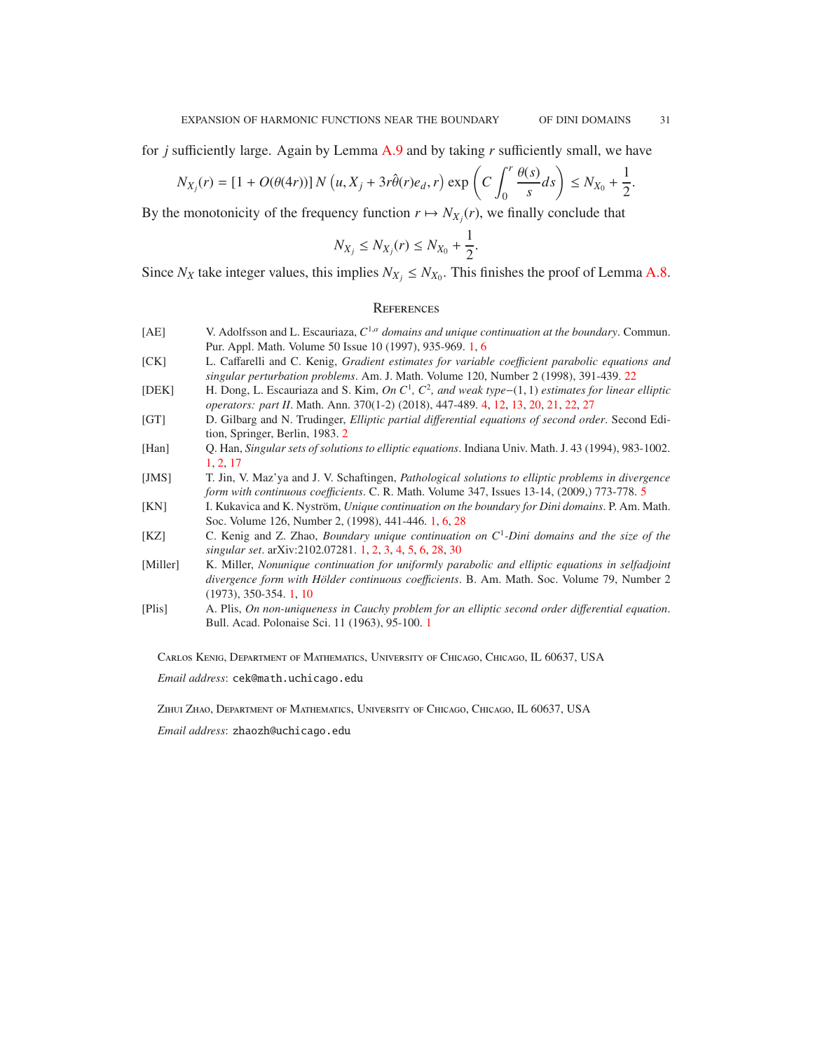for $j$ sufficiently large. Again by Lemma A.9 and by taking $r$ sufficiently small, we have

$$N_{X_j}(r) = [1 + O(\theta(4r))]\, N\left(u, X_j + 3r\hat{\theta}(r)e_d, r\right) \exp\left(C\int_0^r \frac{\theta(s)}{s}ds\right) \le N_{X_0} + \frac{1}{2}.$$

By the monotonicity of the frequency function $r \mapsto N_{X_j}(r)$, we finally conclude that

$$N_{X_j} \le N_{X_j}(r) \le N_{X_0} + \frac{1}{2}.$$

Since $N_X$ take integer values, this implies $N_{X_j} \le N_{X_0}$. This finishes the proof of Lemma A.8.

## References

- [AE] V. Adolfsson and L. Escauriaza, *$C^{1,\alpha}$ domains and unique continuation at the boundary*. Commun. Pur. Appl. Math. Volume 50 Issue 10 (1997), 935-969. 1, 6
- [CK] L. Caffarelli and C. Kenig, *Gradient estimates for variable coefficient parabolic equations and singular perturbation problems*. Am. J. Math. Volume 120, Number 2 (1998), 391-439. 22
- [DEK] H. Dong, L. Escauriaza and S. Kim, *On $C^1$, $C^2$, and weak type$-(1,1)$ estimates for linear elliptic operators: part II*. Math. Ann. 370(1-2) (2018), 447-489. 4, 12, 13, 20, 21, 22, 27
- [GT] D. Gilbarg and N. Trudinger, *Elliptic partial differential equations of second order*. Second Edition, Springer, Berlin, 1983. 2
- [Han] Q. Han, *Singular sets of solutions to elliptic equations*. Indiana Univ. Math. J. 43 (1994), 983-1002. 1, 2, 17
- [JMS] T. Jin, V. Maz'ya and J. V. Schaftingen, *Pathological solutions to elliptic problems in divergence form with continuous coefficients*. C. R. Math. Volume 347, Issues 13-14, (2009,) 773-778. 5
- [KN] I. Kukavica and K. Nyström, *Unique continuation on the boundary for Dini domains*. P. Am. Math. Soc. Volume 126, Number 2, (1998), 441-446. 1, 6, 28
- [KZ] C. Kenig and Z. Zhao, *Boundary unique continuation on $C^1$-Dini domains and the size of the singular set*. arXiv:2102.07281. 1, 2, 3, 4, 5, 6, 28, 30
- [Miller] K. Miller, *Nonunique continuation for uniformly parabolic and elliptic equations in selfadjoint divergence form with Hölder continuous coefficients*. B. Am. Math. Soc. Volume 79, Number 2 (1973), 350-354. 1, 10
- [Plis] A. Plis, *On non-uniqueness in Cauchy problem for an elliptic second order differential equation*. Bull. Acad. Polonaise Sci. 11 (1963), 95-100. 1

Carlos Kenig, Department of Mathematics, University of Chicago, Chicago, IL 60637, USA

*Email address*: cek@math.uchicago.edu

Zihui Zhao, Department of Mathematics, University of Chicago, Chicago, IL 60637, USA

*Email address*: zhaozh@uchicago.edu